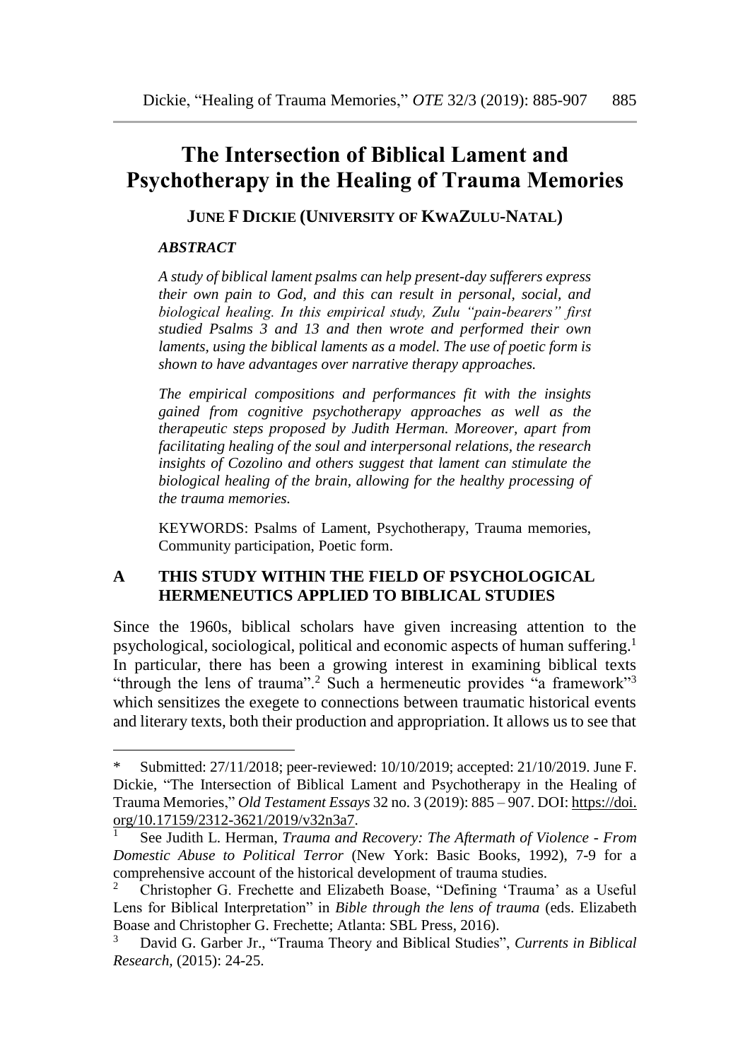# The Intersection of Biblical Lament and Psychotherapy in the Healing of Trauma Memories

**JUNE F DICKIE (UNIVERSITY OF KWAZULU-NATAL)**

***ABSTRACT***

***A study of biblical lament psalms can help present-day sufferers express their own pain to God, and this can result in personal, social, and biological healing. In this empirical study, Zulu "pain-bearers" first studied Psalms 3 and 13 and then wrote and performed their own laments, using the biblical laments as a model. The use of poetic form is shown to have advantages over narrative therapy approaches.***

***The empirical compositions and performances fit with the insights gained from cognitive psychotherapy approaches as well as the therapeutic steps proposed by Judith Herman. Moreover, apart from facilitating healing of the soul and interpersonal relations, the research insights of Cozolino and others suggest that lament can stimulate the biological healing of the brain, allowing for the healthy processing of the trauma memories.***

KEYWORDS: Psalms of Lament, Psychotherapy, Trauma memories, Community participation, Poetic form.

## A THIS STUDY WITHIN THE FIELD OF PSYCHOLOGICAL HERMENEUTICS APPLIED TO BIBLICAL STUDIES

Since the 1960s, biblical scholars have given increasing attention to the psychological, sociological, political and economic aspects of human suffering.[1] In particular, there has been a growing interest in examining biblical texts "through the lens of trauma".[2] Such a hermeneutic provides "a framework"[3] which sensitizes the exegete to connections between traumatic historical events and literary texts, both their production and appropriation. It allows us to see that

---

\* Submitted: 27/11/2018; peer-reviewed: 10/10/2019; accepted: 21/10/2019. June F. Dickie, "The Intersection of Biblical Lament and Psychotherapy in the Healing of Trauma Memories," *Old Testament Essays* 32 no. 3 (2019): 885 – 907. DOI: https://doi.org/10.17159/2312-3621/2019/v32n3a7.

[1] See Judith L. Herman, *Trauma and Recovery: The Aftermath of Violence - From Domestic Abuse to Political Terror* (New York: Basic Books, 1992), 7-9 for a comprehensive account of the historical development of trauma studies.

[2] Christopher G. Frechette and Elizabeth Boase, "Defining 'Trauma' as a Useful Lens for Biblical Interpretation" in *Bible through the lens of trauma* (eds. Elizabeth Boase and Christopher G. Frechette; Atlanta: SBL Press, 2016).

[3] David G. Garber Jr., "Trauma Theory and Biblical Studies", *Currents in Biblical Research,* (2015): 24-25.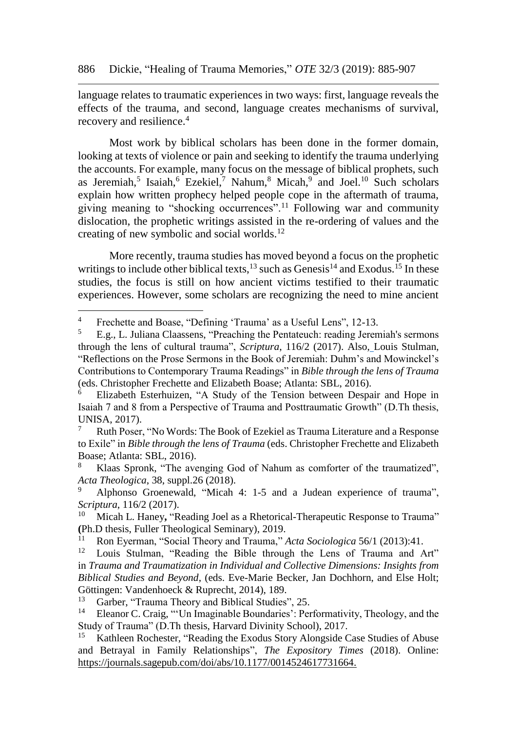language relates to traumatic experiences in two ways: first, language reveals the effects of the trauma, and second, language creates mechanisms of survival, recovery and resilience.[4]

Most work by biblical scholars has been done in the former domain, looking at texts of violence or pain and seeking to identify the trauma underlying the accounts. For example, many focus on the message of biblical prophets, such as Jeremiah,[5] Isaiah,[6] Ezekiel,[7] Nahum,[8] Micah,[9] and Joel.[10] Such scholars explain how written prophecy helped people cope in the aftermath of trauma, giving meaning to "shocking occurrences".[11] Following war and community dislocation, the prophetic writings assisted in the re-ordering of values and the creating of new symbolic and social worlds.[12]

More recently, trauma studies has moved beyond a focus on the prophetic writings to include other biblical texts,[13] such as Genesis[14] and Exodus.[15] In these studies, the focus is still on how ancient victims testified to their traumatic experiences. However, some scholars are recognizing the need to mine ancient

---

[4] Frechette and Boase, "Defining 'Trauma' as a Useful Lens", 12-13.

[5] E.g., L. Juliana Claassens, "Preaching the Pentateuch: reading Jeremiah's sermons through the lens of cultural trauma", *Scriptura*, 116/2 (2017). Also, Louis Stulman, "Reflections on the Prose Sermons in the Book of Jeremiah: Duhm's and Mowinckel's Contributions to Contemporary Trauma Readings" in *Bible through the lens of Trauma* (eds. Christopher Frechette and Elizabeth Boase; Atlanta: SBL, 2016).

[6] Elizabeth Esterhuizen, "A Study of the Tension between Despair and Hope in Isaiah 7 and 8 from a Perspective of Trauma and Posttraumatic Growth" (D.Th thesis, UNISA, 2017).

[7] Ruth Poser, "No Words: The Book of Ezekiel as Trauma Literature and a Response to Exile" in *Bible through the lens of Trauma* (eds. Christopher Frechette and Elizabeth Boase; Atlanta: SBL, 2016).

[8] Klaas Spronk, "The avenging God of Nahum as comforter of the traumatized", *Acta Theologica*, 38, suppl.26 (2018).

[9] Alphonso Groenewald, "Micah 4: 1-5 and a Judean experience of trauma", *Scriptura*, 116/2 (2017).

[10] Micah L. Haney**,** "Reading Joel as a Rhetorical-Therapeutic Response to Trauma" **(**Ph.D thesis, Fuller Theological Seminary), 2019.

[11] Ron Eyerman, "Social Theory and Trauma," *Acta Sociologica* 56/1 (2013):41.

[12] Louis Stulman, "Reading the Bible through the Lens of Trauma and Art" in *Trauma and Traumatization in Individual and Collective Dimensions: Insights from Biblical Studies and Beyond*, (eds. Eve-Marie Becker, Jan Dochhorn, and Else Holt; Göttingen: Vandenhoeck & Ruprecht, 2014), 189.

[13] Garber, "Trauma Theory and Biblical Studies", 25.

[14] Eleanor C. Craig, "'Un Imaginable Boundaries': Performativity, Theology, and the Study of Trauma" (D.Th thesis, Harvard Divinity School), 2017.

[15] Kathleen Rochester, "Reading the Exodus Story Alongside Case Studies of Abuse and Betrayal in Family Relationships", *The Expository Times* (2018). Online: https://journals.sagepub.com/doi/abs/10.1177/0014524617731664.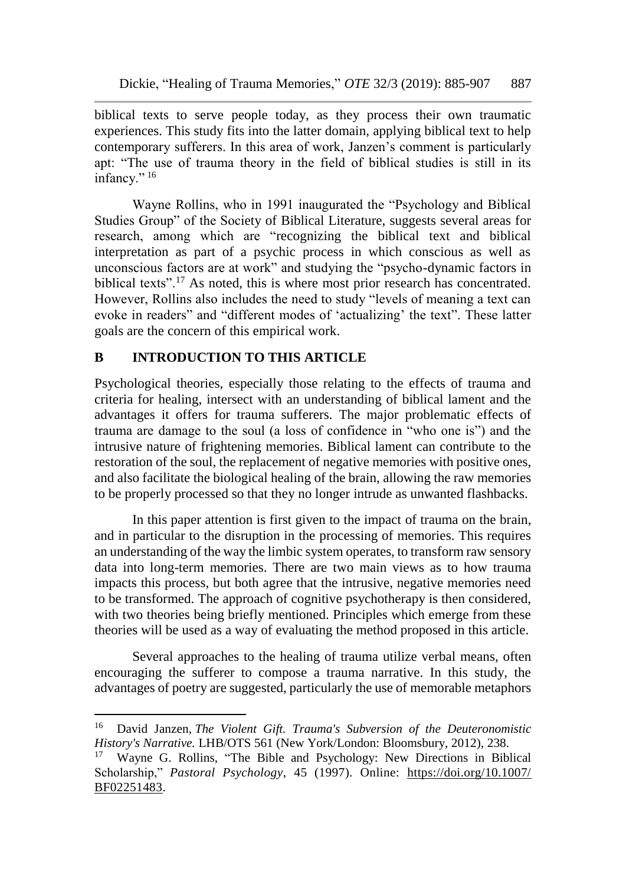biblical texts to serve people today, as they process their own traumatic experiences. This study fits into the latter domain, applying biblical text to help contemporary sufferers. In this area of work, Janzen's comment is particularly apt: "The use of trauma theory in the field of biblical studies is still in its infancy." [16]

Wayne Rollins, who in 1991 inaugurated the "Psychology and Biblical Studies Group" of the Society of Biblical Literature, suggests several areas for research, among which are "recognizing the biblical text and biblical interpretation as part of a psychic process in which conscious as well as unconscious factors are at work" and studying the "psycho-dynamic factors in biblical texts".[17] As noted, this is where most prior research has concentrated. However, Rollins also includes the need to study "levels of meaning a text can evoke in readers" and "different modes of 'actualizing' the text". These latter goals are the concern of this empirical work.

## B INTRODUCTION TO THIS ARTICLE

Psychological theories, especially those relating to the effects of trauma and criteria for healing, intersect with an understanding of biblical lament and the advantages it offers for trauma sufferers. The major problematic effects of trauma are damage to the soul (a loss of confidence in "who one is") and the intrusive nature of frightening memories. Biblical lament can contribute to the restoration of the soul, the replacement of negative memories with positive ones, and also facilitate the biological healing of the brain, allowing the raw memories to be properly processed so that they no longer intrude as unwanted flashbacks.

In this paper attention is first given to the impact of trauma on the brain, and in particular to the disruption in the processing of memories. This requires an understanding of the way the limbic system operates, to transform raw sensory data into long-term memories. There are two main views as to how trauma impacts this process, but both agree that the intrusive, negative memories need to be transformed. The approach of cognitive psychotherapy is then considered, with two theories being briefly mentioned. Principles which emerge from these theories will be used as a way of evaluating the method proposed in this article.

Several approaches to the healing of trauma utilize verbal means, often encouraging the sufferer to compose a trauma narrative. In this study, the advantages of poetry are suggested, particularly the use of memorable metaphors

---

[16] David Janzen, *The Violent Gift. Trauma's Subversion of the Deuteronomistic History's Narrative.* LHB/OTS 561 (New York/London: Bloomsbury, 2012), 238.

[17] Wayne G. Rollins, "The Bible and Psychology: New Directions in Biblical Scholarship," *Pastoral Psychology*, 45 (1997). Online: https://doi.org/10.1007/BF02251483.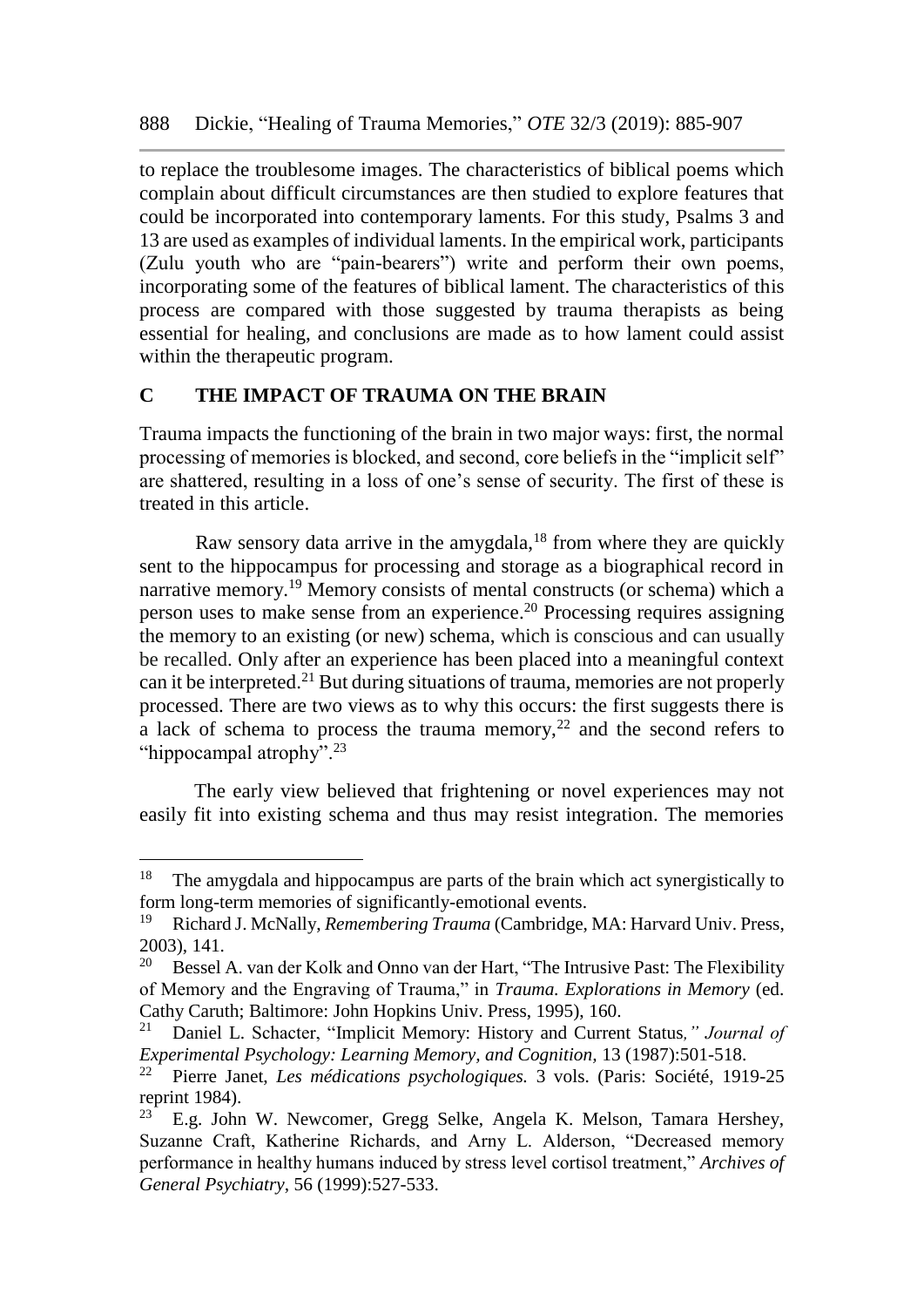to replace the troublesome images. The characteristics of biblical poems which complain about difficult circumstances are then studied to explore features that could be incorporated into contemporary laments. For this study, Psalms 3 and 13 are used as examples of individual laments. In the empirical work, participants (Zulu youth who are "pain-bearers") write and perform their own poems, incorporating some of the features of biblical lament. The characteristics of this process are compared with those suggested by trauma therapists as being essential for healing, and conclusions are made as to how lament could assist within the therapeutic program.

## C THE IMPACT OF TRAUMA ON THE BRAIN

Trauma impacts the functioning of the brain in two major ways: first, the normal processing of memories is blocked, and second, core beliefs in the "implicit self" are shattered, resulting in a loss of one's sense of security. The first of these is treated in this article.

Raw sensory data arrive in the amygdala,[18] from where they are quickly sent to the hippocampus for processing and storage as a biographical record in narrative memory.[19] Memory consists of mental constructs (or schema) which a person uses to make sense from an experience.[20] Processing requires assigning the memory to an existing (or new) schema, which is conscious and can usually be recalled. Only after an experience has been placed into a meaningful context can it be interpreted.[21] But during situations of trauma, memories are not properly processed. There are two views as to why this occurs: the first suggests there is a lack of schema to process the trauma memory,[22] and the second refers to "hippocampal atrophy".[23]

The early view believed that frightening or novel experiences may not easily fit into existing schema and thus may resist integration. The memories

---

[18] The amygdala and hippocampus are parts of the brain which act synergistically to form long-term memories of significantly-emotional events.

[19] Richard J. McNally, *Remembering Trauma* (Cambridge, MA: Harvard Univ. Press, 2003), 141.

[20] Bessel A. van der Kolk and Onno van der Hart, "The Intrusive Past: The Flexibility of Memory and the Engraving of Trauma," in *Trauma. Explorations in Memory* (ed. Cathy Caruth; Baltimore: John Hopkins Univ. Press, 1995), 160.

[21] Daniel L. Schacter, "Implicit Memory: History and Current Status*," Journal of Experimental Psychology: Learning Memory, and Cognition*, 13 (1987):501-518.

[22] Pierre Janet, *Les médications psychologiques.* 3 vols. (Paris: Société, 1919-25 reprint 1984).

[23] E.g. John W. Newcomer, Gregg Selke, Angela K. Melson, Tamara Hershey, Suzanne Craft, Katherine Richards, and Arny L. Alderson, "Decreased memory performance in healthy humans induced by stress level cortisol treatment," *Archives of General Psychiatry*, 56 (1999):527-533.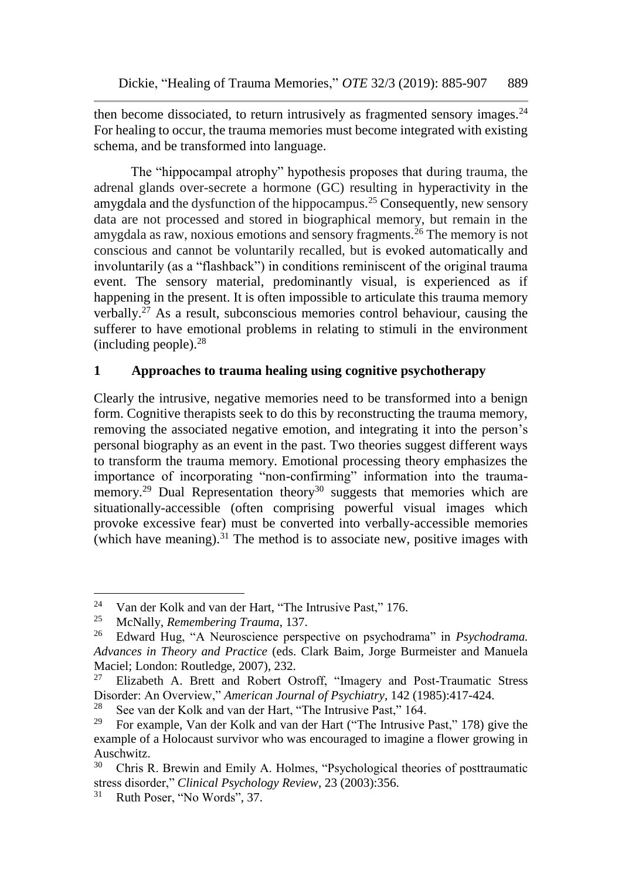then become dissociated, to return intrusively as fragmented sensory images.[24] For healing to occur, the trauma memories must become integrated with existing schema, and be transformed into language.

The "hippocampal atrophy" hypothesis proposes that during trauma, the adrenal glands over-secrete a hormone (GC) resulting in hyperactivity in the amygdala and the dysfunction of the hippocampus.[25] Consequently, new sensory data are not processed and stored in biographical memory, but remain in the amygdala as raw, noxious emotions and sensory fragments.[26] The memory is not conscious and cannot be voluntarily recalled, but is evoked automatically and involuntarily (as a "flashback") in conditions reminiscent of the original trauma event. The sensory material, predominantly visual, is experienced as if happening in the present. It is often impossible to articulate this trauma memory verbally.[27] As a result, subconscious memories control behaviour, causing the sufferer to have emotional problems in relating to stimuli in the environment (including people).[28]

## 1 Approaches to trauma healing using cognitive psychotherapy

Clearly the intrusive, negative memories need to be transformed into a benign form. Cognitive therapists seek to do this by reconstructing the trauma memory, removing the associated negative emotion, and integrating it into the person's personal biography as an event in the past. Two theories suggest different ways to transform the trauma memory. Emotional processing theory emphasizes the importance of incorporating "non-confirming" information into the trauma-memory.[29] Dual Representation theory[30] suggests that memories which are situationally-accessible (often comprising powerful visual images which provoke excessive fear) must be converted into verbally-accessible memories (which have meaning).[31] The method is to associate new, positive images with

---

[24] Van der Kolk and van der Hart, "The Intrusive Past," 176.

[25] McNally, *Remembering Trauma*, 137.

[26] Edward Hug, "A Neuroscience perspective on psychodrama" in *Psychodrama. Advances in Theory and Practice* (eds. Clark Baim, Jorge Burmeister and Manuela Maciel; London: Routledge, 2007), 232.

[27] Elizabeth A. Brett and Robert Ostroff, "Imagery and Post-Traumatic Stress Disorder: An Overview," *American Journal of Psychiatry*, 142 (1985):417-424.

[28] See van der Kolk and van der Hart, "The Intrusive Past," 164.

[29] For example, Van der Kolk and van der Hart ("The Intrusive Past," 178) give the example of a Holocaust survivor who was encouraged to imagine a flower growing in Auschwitz.

[30] Chris R. Brewin and Emily A. Holmes, "Psychological theories of posttraumatic stress disorder," *Clinical Psychology Review*, 23 (2003):356.

[31] Ruth Poser, "No Words", 37.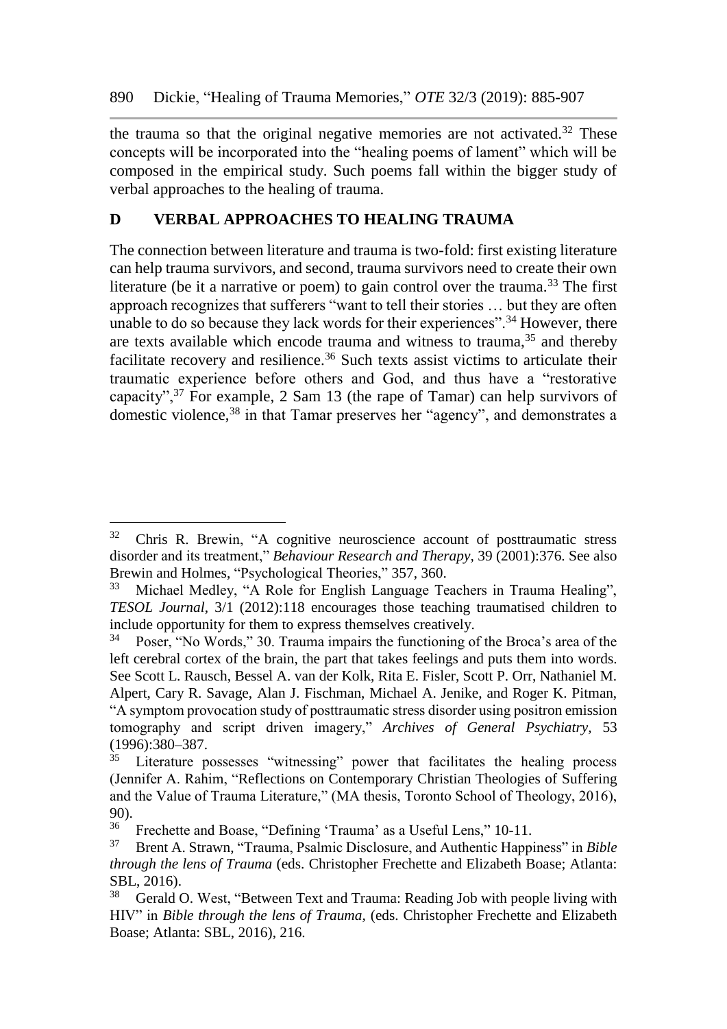the trauma so that the original negative memories are not activated.[32] These concepts will be incorporated into the "healing poems of lament" which will be composed in the empirical study. Such poems fall within the bigger study of verbal approaches to the healing of trauma.

## D VERBAL APPROACHES TO HEALING TRAUMA

The connection between literature and trauma is two-fold: first existing literature can help trauma survivors, and second, trauma survivors need to create their own literature (be it a narrative or poem) to gain control over the trauma.[33] The first approach recognizes that sufferers "want to tell their stories … but they are often unable to do so because they lack words for their experiences".[34] However, there are texts available which encode trauma and witness to trauma,[35] and thereby facilitate recovery and resilience.[36] Such texts assist victims to articulate their traumatic experience before others and God, and thus have a "restorative capacity",[37] For example, 2 Sam 13 (the rape of Tamar) can help survivors of domestic violence,[38] in that Tamar preserves her "agency", and demonstrates a

---

[32] Chris R. Brewin, "A cognitive neuroscience account of posttraumatic stress disorder and its treatment," *Behaviour Research and Therapy*, 39 (2001):376. See also Brewin and Holmes, "Psychological Theories," 357, 360.

[33] Michael Medley, "A Role for English Language Teachers in Trauma Healing", *TESOL Journal*, 3/1 (2012):118 encourages those teaching traumatised children to include opportunity for them to express themselves creatively.

[34] Poser, "No Words," 30. Trauma impairs the functioning of the Broca's area of the left cerebral cortex of the brain, the part that takes feelings and puts them into words. See Scott L. Rausch, Bessel A. van der Kolk, Rita E. Fisler, Scott P. Orr, Nathaniel M. Alpert, Cary R. Savage, Alan J. Fischman, Michael A. Jenike, and Roger K. Pitman, "A symptom provocation study of posttraumatic stress disorder using positron emission tomography and script driven imagery," *Archives of General Psychiatry*, 53 (1996):380–387.

[35] Literature possesses "witnessing" power that facilitates the healing process (Jennifer A. Rahim, "Reflections on Contemporary Christian Theologies of Suffering and the Value of Trauma Literature," (MA thesis, Toronto School of Theology, 2016), 90).

[36] Frechette and Boase, "Defining 'Trauma' as a Useful Lens," 10-11.

[37] Brent A. Strawn, "Trauma, Psalmic Disclosure, and Authentic Happiness" in *Bible through the lens of Trauma* (eds. Christopher Frechette and Elizabeth Boase; Atlanta: SBL, 2016).

[38] Gerald O. West, "Between Text and Trauma: Reading Job with people living with HIV" in *Bible through the lens of Trauma*, (eds. Christopher Frechette and Elizabeth Boase; Atlanta: SBL, 2016), 216.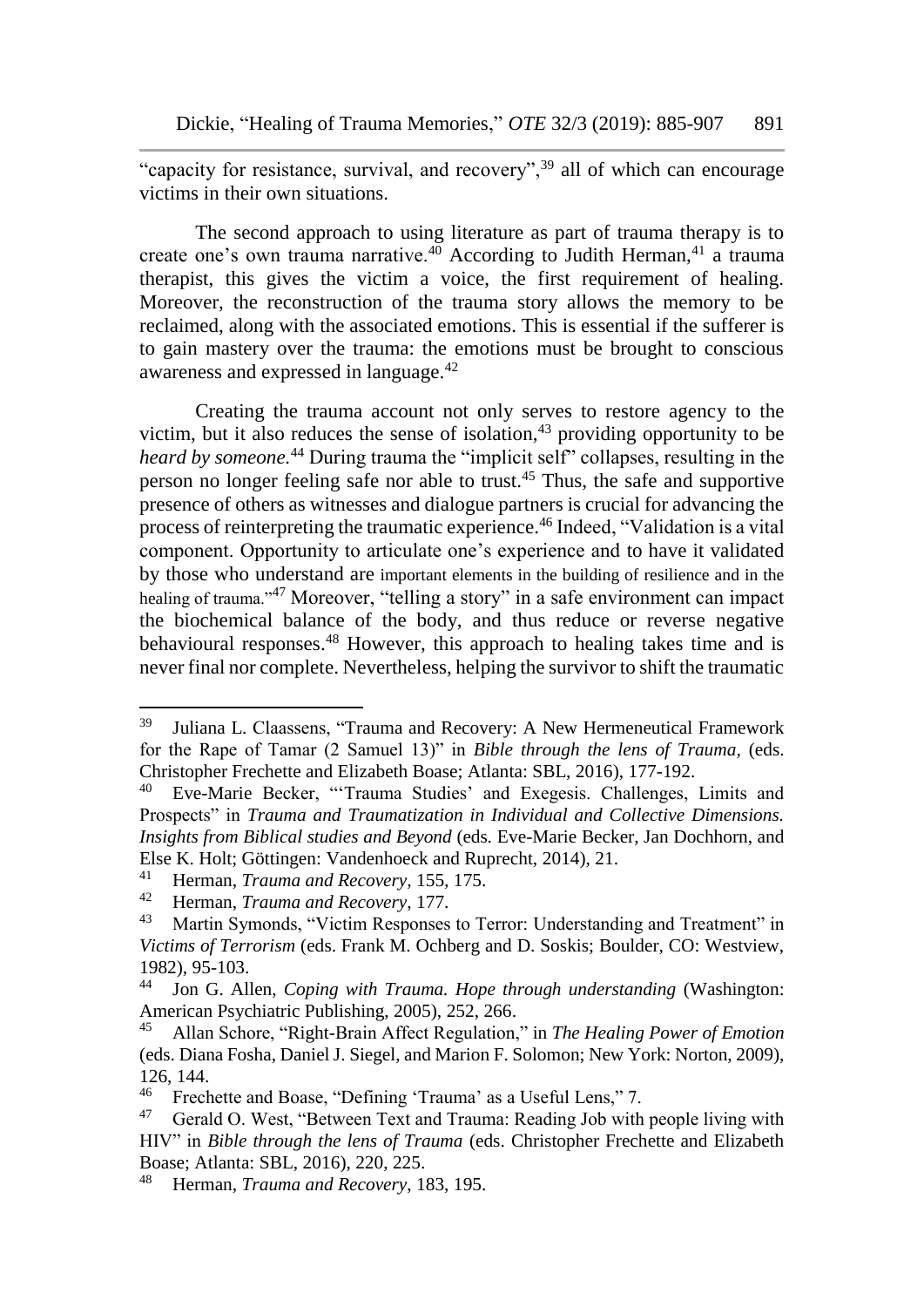"capacity for resistance, survival, and recovery",[39] all of which can encourage victims in their own situations.

The second approach to using literature as part of trauma therapy is to create one's own trauma narrative.[40] According to Judith Herman,[41] a trauma therapist, this gives the victim a voice, the first requirement of healing. Moreover, the reconstruction of the trauma story allows the memory to be reclaimed, along with the associated emotions. This is essential if the sufferer is to gain mastery over the trauma: the emotions must be brought to conscious awareness and expressed in language.[42]

Creating the trauma account not only serves to restore agency to the victim, but it also reduces the sense of isolation,[43] providing opportunity to be *heard by someone.*[44] During trauma the "implicit self" collapses, resulting in the person no longer feeling safe nor able to trust.[45] Thus, the safe and supportive presence of others as witnesses and dialogue partners is crucial for advancing the process of reinterpreting the traumatic experience.[46] Indeed, "Validation is a vital component. Opportunity to articulate one's experience and to have it validated by those who understand are important elements in the building of resilience and in the healing of trauma."[47] Moreover, "telling a story" in a safe environment can impact the biochemical balance of the body, and thus reduce or reverse negative behavioural responses.[48] However, this approach to healing takes time and is never final nor complete. Nevertheless, helping the survivor to shift the traumatic

---

[39] Juliana L. Claassens, "Trauma and Recovery: A New Hermeneutical Framework for the Rape of Tamar (2 Samuel 13)" in *Bible through the lens of Trauma,* (eds. Christopher Frechette and Elizabeth Boase; Atlanta: SBL, 2016), 177-192.

[40] Eve-Marie Becker, "'Trauma Studies' and Exegesis. Challenges, Limits and Prospects" in *Trauma and Traumatization in Individual and Collective Dimensions. Insights from Biblical studies and Beyond* (eds. Eve-Marie Becker, Jan Dochhorn, and Else K. Holt; Göttingen: Vandenhoeck and Ruprecht, 2014), 21.

[41] Herman, *Trauma and Recovery,* 155, 175.

[42] Herman, *Trauma and Recovery*, 177.

[43] Martin Symonds, "Victim Responses to Terror: Understanding and Treatment" in *Victims of Terrorism* (eds. Frank M. Ochberg and D. Soskis; Boulder, CO: Westview, 1982), 95-103.

[44] Jon G. Allen, *Coping with Trauma. Hope through understanding* (Washington: American Psychiatric Publishing, 2005), 252, 266.

[45] Allan Schore, "Right-Brain Affect Regulation," in *The Healing Power of Emotion* (eds. Diana Fosha, Daniel J. Siegel, and Marion F. Solomon; New York: Norton, 2009), 126, 144.

[46] Frechette and Boase, "Defining 'Trauma' as a Useful Lens," 7.

[47] Gerald O. West, "Between Text and Trauma: Reading Job with people living with HIV" in *Bible through the lens of Trauma* (eds. Christopher Frechette and Elizabeth Boase; Atlanta: SBL, 2016), 220, 225.

[48] Herman, *Trauma and Recovery*, 183, 195.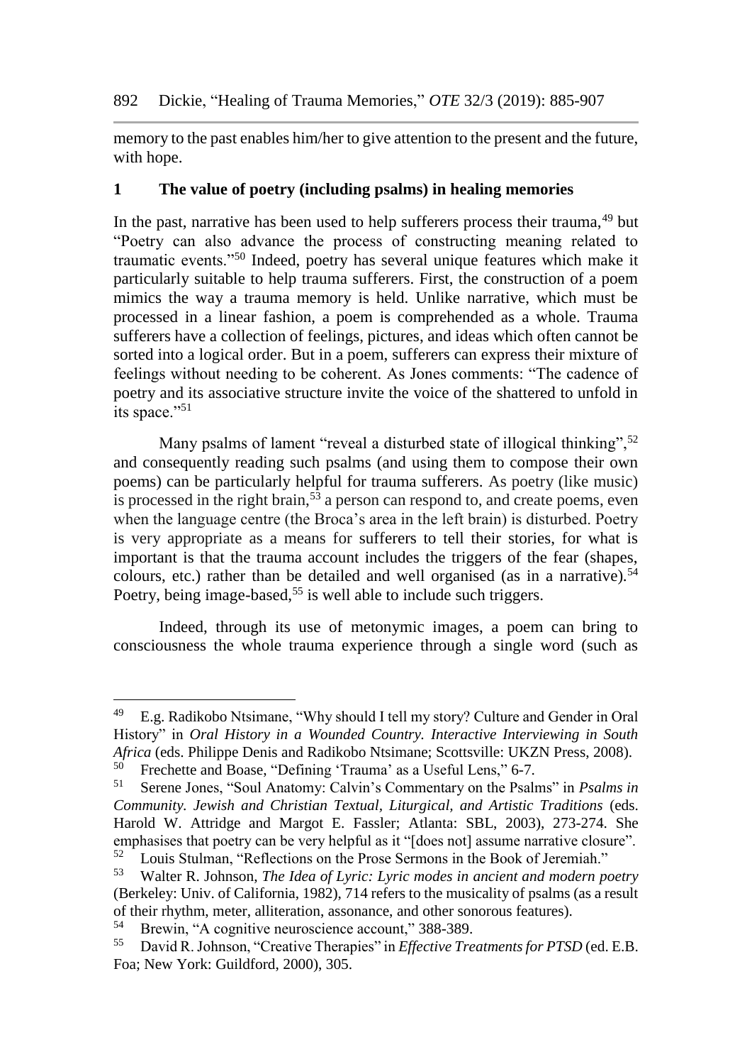memory to the past enables him/her to give attention to the present and the future, with hope.

## 1 The value of poetry (including psalms) in healing memories

In the past, narrative has been used to help sufferers process their trauma,[49] but "Poetry can also advance the process of constructing meaning related to traumatic events."[50] Indeed, poetry has several unique features which make it particularly suitable to help trauma sufferers. First, the construction of a poem mimics the way a trauma memory is held. Unlike narrative, which must be processed in a linear fashion, a poem is comprehended as a whole. Trauma sufferers have a collection of feelings, pictures, and ideas which often cannot be sorted into a logical order. But in a poem, sufferers can express their mixture of feelings without needing to be coherent. As Jones comments: "The cadence of poetry and its associative structure invite the voice of the shattered to unfold in its space."[51]

Many psalms of lament "reveal a disturbed state of illogical thinking",[52] and consequently reading such psalms (and using them to compose their own poems) can be particularly helpful for trauma sufferers. As poetry (like music) is processed in the right brain,[53] a person can respond to, and create poems, even when the language centre (the Broca's area in the left brain) is disturbed. Poetry is very appropriate as a means for sufferers to tell their stories, for what is important is that the trauma account includes the triggers of the fear (shapes, colours, etc.) rather than be detailed and well organised (as in a narrative).[54] Poetry, being image-based,[55] is well able to include such triggers.

Indeed, through its use of metonymic images, a poem can bring to consciousness the whole trauma experience through a single word (such as

---

[49] E.g. Radikobo Ntsimane, "Why should I tell my story? Culture and Gender in Oral History" in *Oral History in a Wounded Country. Interactive Interviewing in South Africa* (eds. Philippe Denis and Radikobo Ntsimane; Scottsville: UKZN Press, 2008).

[50] Frechette and Boase, "Defining 'Trauma' as a Useful Lens," 6-7.

[51] Serene Jones, "Soul Anatomy: Calvin's Commentary on the Psalms" in *Psalms in Community. Jewish and Christian Textual, Liturgical, and Artistic Traditions* (eds. Harold W. Attridge and Margot E. Fassler; Atlanta: SBL, 2003), 273-274. She emphasises that poetry can be very helpful as it "[does not] assume narrative closure".

[52] Louis Stulman, "Reflections on the Prose Sermons in the Book of Jeremiah."

[53] Walter R. Johnson, *The Idea of Lyric: Lyric modes in ancient and modern poetry* (Berkeley: Univ. of California, 1982), 714 refers to the musicality of psalms (as a result of their rhythm, meter, alliteration, assonance, and other sonorous features).

[54] Brewin, "A cognitive neuroscience account," 388-389.

[55] David R. Johnson, "Creative Therapies" in *Effective Treatments for PTSD* (ed. E.B. Foa; New York: Guildford, 2000), 305.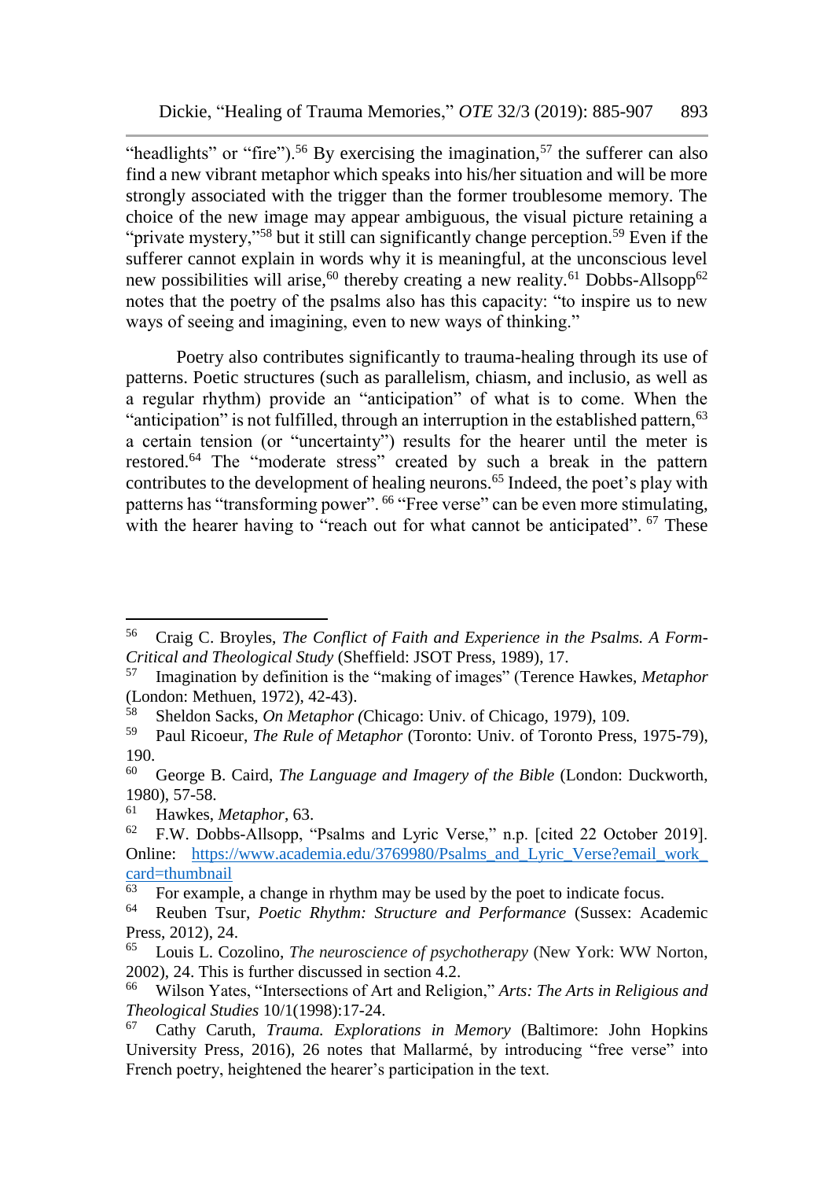"headlights" or "fire").[56] By exercising the imagination,[57] the sufferer can also find a new vibrant metaphor which speaks into his/her situation and will be more strongly associated with the trigger than the former troublesome memory. The choice of the new image may appear ambiguous, the visual picture retaining a "private mystery,"[58] but it still can significantly change perception.[59] Even if the sufferer cannot explain in words why it is meaningful, at the unconscious level new possibilities will arise,[60] thereby creating a new reality.[61] Dobbs-Allsopp[62] notes that the poetry of the psalms also has this capacity: "to inspire us to new ways of seeing and imagining, even to new ways of thinking."

Poetry also contributes significantly to trauma-healing through its use of patterns. Poetic structures (such as parallelism, chiasm, and inclusio, as well as a regular rhythm) provide an "anticipation" of what is to come. When the "anticipation" is not fulfilled, through an interruption in the established pattern,[63] a certain tension (or "uncertainty") results for the hearer until the meter is restored.[64] The "moderate stress" created by such a break in the pattern contributes to the development of healing neurons.[65] Indeed, the poet's play with patterns has "transforming power".[66] "Free verse" can be even more stimulating, with the hearer having to "reach out for what cannot be anticipated".[67] These

---

[56] Craig C. Broyles, *The Conflict of Faith and Experience in the Psalms. A Form-Critical and Theological Study* (Sheffield: JSOT Press, 1989), 17.

[57] Imagination by definition is the "making of images" (Terence Hawkes, *Metaphor* (London: Methuen, 1972), 42-43).

[58] Sheldon Sacks, *On Metaphor* (Chicago: Univ. of Chicago, 1979), 109.

[59] Paul Ricoeur, *The Rule of Metaphor* (Toronto: Univ. of Toronto Press, 1975-79), 190.

[60] George B. Caird, *The Language and Imagery of the Bible* (London: Duckworth, 1980), 57-58.

[61] Hawkes, *Metaphor*, 63.

[62] F.W. Dobbs-Allsopp, "Psalms and Lyric Verse," n.p. [cited 22 October 2019]. Online: https://www.academia.edu/3769980/Psalms_and_Lyric_Verse?email_work_card=thumbnail

[63] For example, a change in rhythm may be used by the poet to indicate focus.

[64] Reuben Tsur, *Poetic Rhythm: Structure and Performance* (Sussex: Academic Press, 2012), 24.

[65] Louis L. Cozolino, *The neuroscience of psychotherapy* (New York: WW Norton, 2002), 24. This is further discussed in section 4.2.

[66] Wilson Yates, "Intersections of Art and Religion," *Arts: The Arts in Religious and Theological Studies* 10/1(1998):17-24.

[67] Cathy Caruth, *Trauma. Explorations in Memory* (Baltimore: John Hopkins University Press, 2016), 26 notes that Mallarmé, by introducing "free verse" into French poetry, heightened the hearer's participation in the text.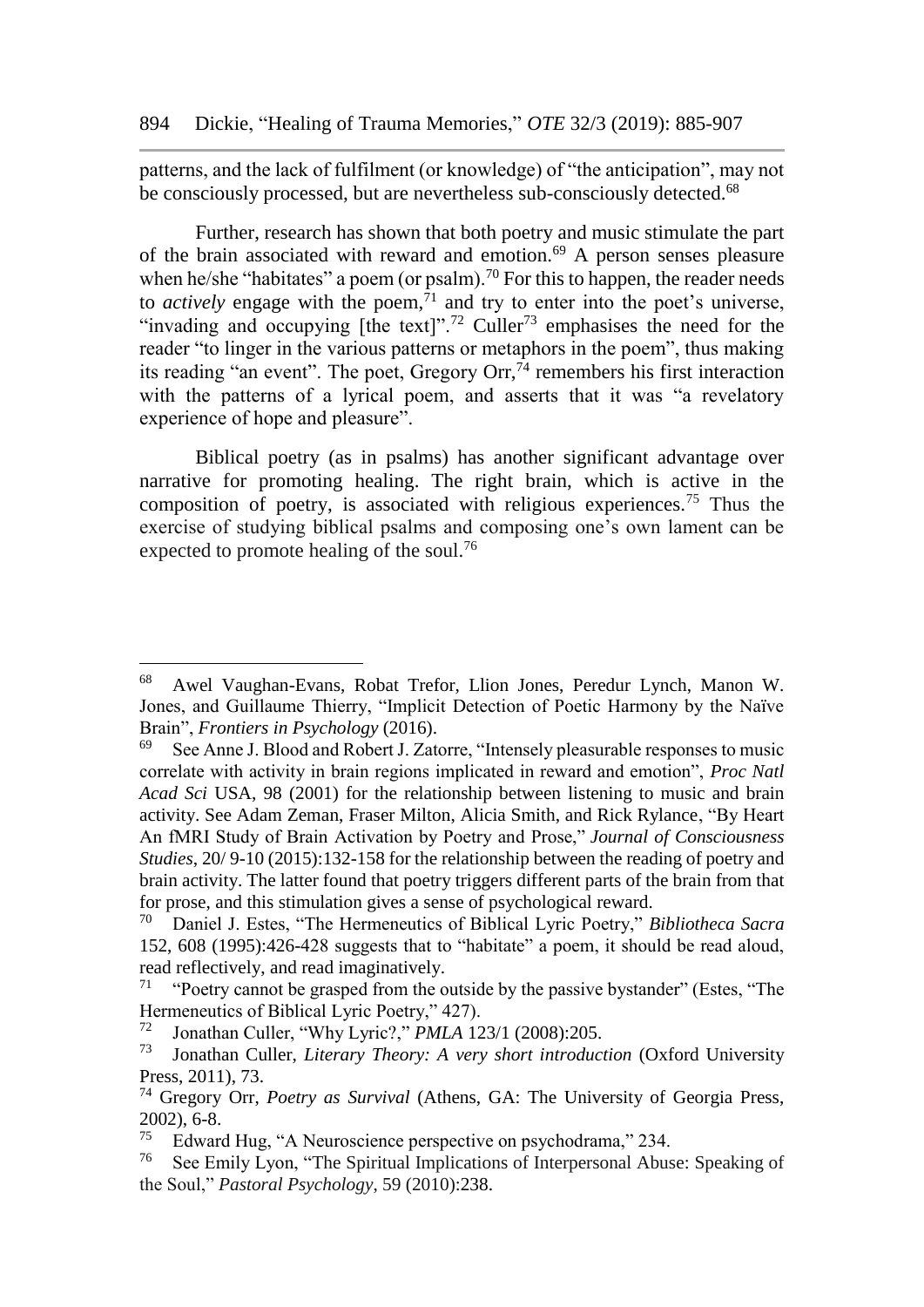patterns, and the lack of fulfilment (or knowledge) of "the anticipation", may not be consciously processed, but are nevertheless sub-consciously detected.[68]

Further, research has shown that both poetry and music stimulate the part of the brain associated with reward and emotion.[69] A person senses pleasure when he/she "habitates" a poem (or psalm).[70] For this to happen, the reader needs to *actively* engage with the poem,[71] and try to enter into the poet's universe, "invading and occupying [the text]".[72] Culler[73] emphasises the need for the reader "to linger in the various patterns or metaphors in the poem", thus making its reading "an event". The poet, Gregory Orr,[74] remembers his first interaction with the patterns of a lyrical poem, and asserts that it was "a revelatory experience of hope and pleasure".

Biblical poetry (as in psalms) has another significant advantage over narrative for promoting healing. The right brain, which is active in the composition of poetry, is associated with religious experiences.[75] Thus the exercise of studying biblical psalms and composing one's own lament can be expected to promote healing of the soul.[76]

---

[68] Awel Vaughan-Evans, Robat Trefor, Llion Jones, Peredur Lynch, Manon W. Jones, and Guillaume Thierry, "Implicit Detection of Poetic Harmony by the Naïve Brain", *Frontiers in Psychology* (2016).

[69] See Anne J. Blood and Robert J. Zatorre, "Intensely pleasurable responses to music correlate with activity in brain regions implicated in reward and emotion", *Proc Natl Acad Sci* USA, 98 (2001) for the relationship between listening to music and brain activity. See Adam Zeman, Fraser Milton, Alicia Smith, and Rick Rylance, "By Heart An fMRI Study of Brain Activation by Poetry and Prose," *Journal of Consciousness Studies*, 20/ 9-10 (2015):132-158 for the relationship between the reading of poetry and brain activity. The latter found that poetry triggers different parts of the brain from that for prose, and this stimulation gives a sense of psychological reward.

[70] Daniel J. Estes, "The Hermeneutics of Biblical Lyric Poetry," *Bibliotheca Sacra* 152, 608 (1995):426-428 suggests that to "habitate" a poem, it should be read aloud, read reflectively, and read imaginatively.

[71] "Poetry cannot be grasped from the outside by the passive bystander" (Estes, "The Hermeneutics of Biblical Lyric Poetry," 427).

[72] Jonathan Culler, "Why Lyric?," *PMLA* 123/1 (2008):205.

[73] Jonathan Culler, *Literary Theory: A very short introduction* (Oxford University Press, 2011), 73.

[74] Gregory Orr, *Poetry as Survival* (Athens, GA: The University of Georgia Press, 2002), 6-8.

[75] Edward Hug, "A Neuroscience perspective on psychodrama," 234.

[76] See Emily Lyon, "The Spiritual Implications of Interpersonal Abuse: Speaking of the Soul," *Pastoral Psychology*, 59 (2010):238.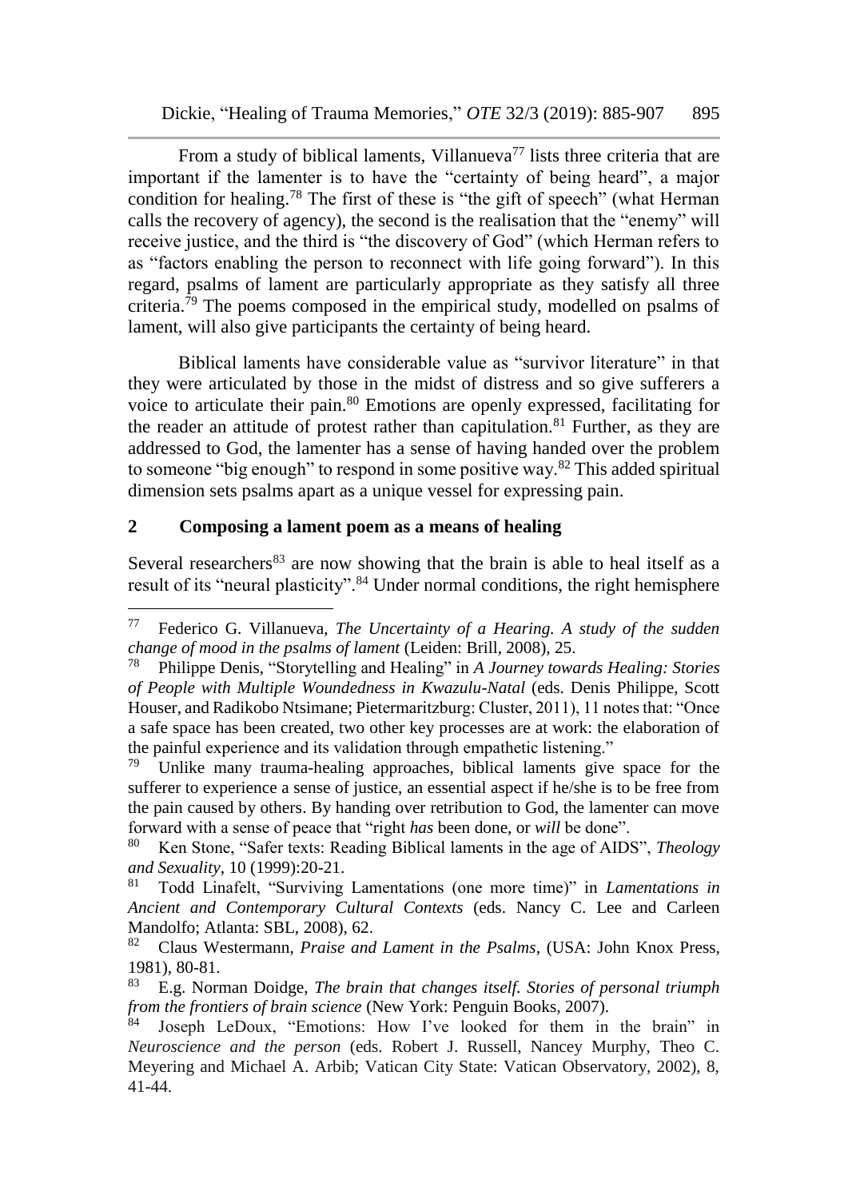From a study of biblical laments, Villanueva[77] lists three criteria that are important if the lamenter is to have the "certainty of being heard", a major condition for healing.[78] The first of these is "the gift of speech" (what Herman calls the recovery of agency), the second is the realisation that the "enemy" will receive justice, and the third is "the discovery of God" (which Herman refers to as "factors enabling the person to reconnect with life going forward"). In this regard, psalms of lament are particularly appropriate as they satisfy all three criteria.[79] The poems composed in the empirical study, modelled on psalms of lament, will also give participants the certainty of being heard.

Biblical laments have considerable value as "survivor literature" in that they were articulated by those in the midst of distress and so give sufferers a voice to articulate their pain.[80] Emotions are openly expressed, facilitating for the reader an attitude of protest rather than capitulation.[81] Further, as they are addressed to God, the lamenter has a sense of having handed over the problem to someone "big enough" to respond in some positive way.[82] This added spiritual dimension sets psalms apart as a unique vessel for expressing pain.

## 2 Composing a lament poem as a means of healing

Several researchers[83] are now showing that the brain is able to heal itself as a result of its "neural plasticity".[84] Under normal conditions, the right hemisphere

---

77 Federico G. Villanueva, *The Uncertainty of a Hearing. A study of the sudden change of mood in the psalms of lament* (Leiden: Brill, 2008), 25.

78 Philippe Denis, "Storytelling and Healing" in *A Journey towards Healing: Stories of People with Multiple Woundedness in Kwazulu-Natal* (eds. Denis Philippe, Scott Houser, and Radikobo Ntsimane; Pietermaritzburg: Cluster, 2011), 11 notes that: "Once a safe space has been created, two other key processes are at work: the elaboration of the painful experience and its validation through empathetic listening."

79 Unlike many trauma-healing approaches, biblical laments give space for the sufferer to experience a sense of justice, an essential aspect if he/she is to be free from the pain caused by others. By handing over retribution to God, the lamenter can move forward with a sense of peace that "right *has* been done, or *will* be done".

80 Ken Stone, "Safer texts: Reading Biblical laments in the age of AIDS", *Theology and Sexuality*, 10 (1999):20-21.

81 Todd Linafelt, "Surviving Lamentations (one more time)" in *Lamentations in Ancient and Contemporary Cultural Contexts* (eds. Nancy C. Lee and Carleen Mandolfo; Atlanta: SBL, 2008), 62.

82 Claus Westermann, *Praise and Lament in the Psalms*, (USA: John Knox Press, 1981), 80-81.

83 E.g. Norman Doidge, *The brain that changes itself. Stories of personal triumph from the frontiers of brain science* (New York: Penguin Books, 2007).

84 Joseph LeDoux, "Emotions: How I've looked for them in the brain" in *Neuroscience and the person* (eds. Robert J. Russell, Nancey Murphy, Theo C. Meyering and Michael A. Arbib; Vatican City State: Vatican Observatory, 2002), 8, 41-44.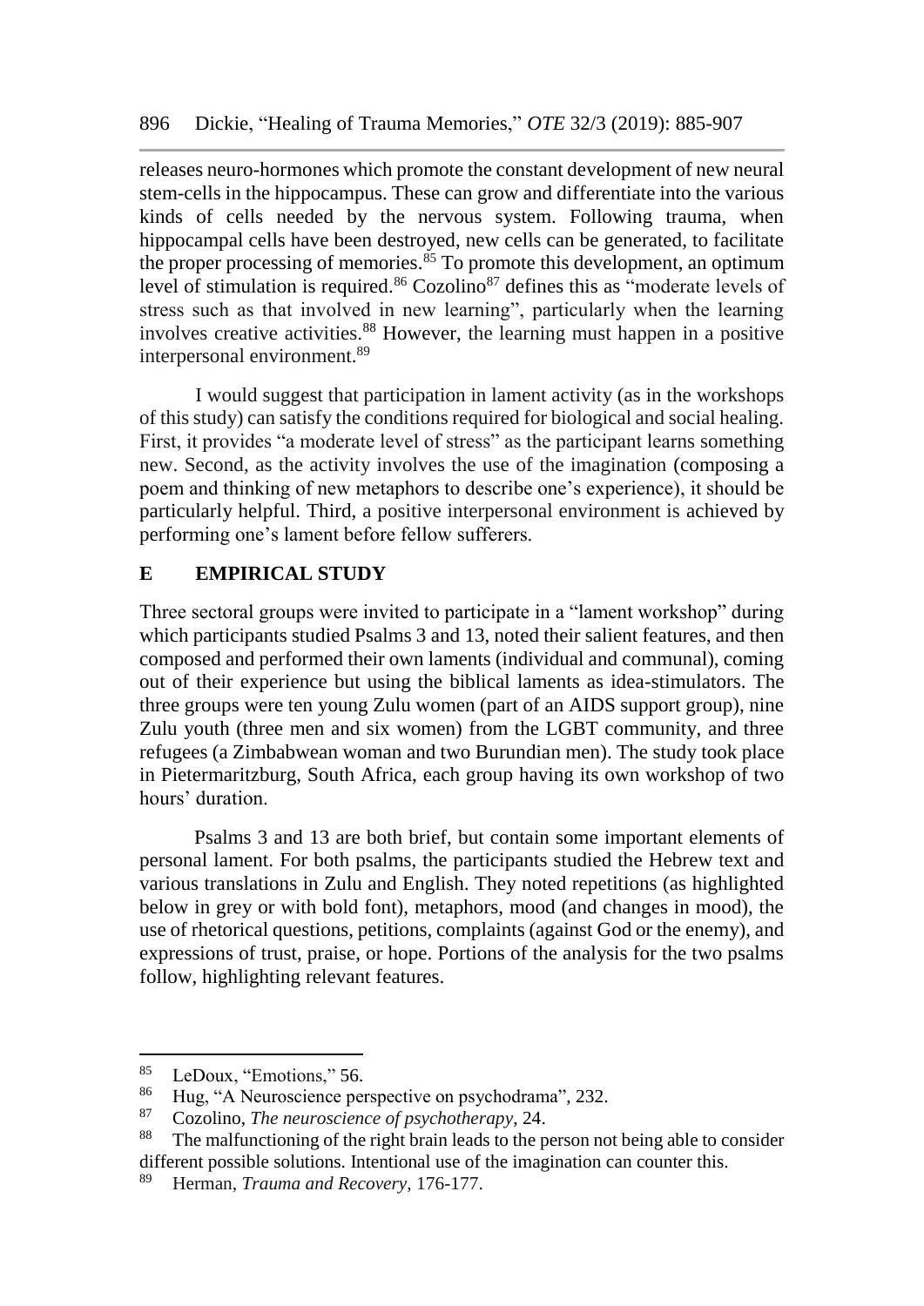releases neuro-hormones which promote the constant development of new neural stem-cells in the hippocampus. These can grow and differentiate into the various kinds of cells needed by the nervous system. Following trauma, when hippocampal cells have been destroyed, new cells can be generated, to facilitate the proper processing of memories.[85] To promote this development, an optimum level of stimulation is required.[86] Cozolino[87] defines this as "moderate levels of stress such as that involved in new learning", particularly when the learning involves creative activities.[88] However, the learning must happen in a positive interpersonal environment.[89]

I would suggest that participation in lament activity (as in the workshops of this study) can satisfy the conditions required for biological and social healing. First, it provides "a moderate level of stress" as the participant learns something new. Second, as the activity involves the use of the imagination (composing a poem and thinking of new metaphors to describe one's experience), it should be particularly helpful. Third, a positive interpersonal environment is achieved by performing one's lament before fellow sufferers.

## E EMPIRICAL STUDY

Three sectoral groups were invited to participate in a "lament workshop" during which participants studied Psalms 3 and 13, noted their salient features, and then composed and performed their own laments (individual and communal), coming out of their experience but using the biblical laments as idea-stimulators. The three groups were ten young Zulu women (part of an AIDS support group), nine Zulu youth (three men and six women) from the LGBT community, and three refugees (a Zimbabwean woman and two Burundian men). The study took place in Pietermaritzburg, South Africa, each group having its own workshop of two hours' duration.

Psalms 3 and 13 are both brief, but contain some important elements of personal lament. For both psalms, the participants studied the Hebrew text and various translations in Zulu and English. They noted repetitions (as highlighted below in grey or with bold font), metaphors, mood (and changes in mood), the use of rhetorical questions, petitions, complaints (against God or the enemy), and expressions of trust, praise, or hope. Portions of the analysis for the two psalms follow, highlighting relevant features.

---

[85] LeDoux, "Emotions," 56.

[86] Hug, "A Neuroscience perspective on psychodrama", 232.

[87] Cozolino, *The neuroscience of psychotherapy*, 24.

[88] The malfunctioning of the right brain leads to the person not being able to consider different possible solutions. Intentional use of the imagination can counter this.

[89] Herman, *Trauma and Recovery*, 176-177.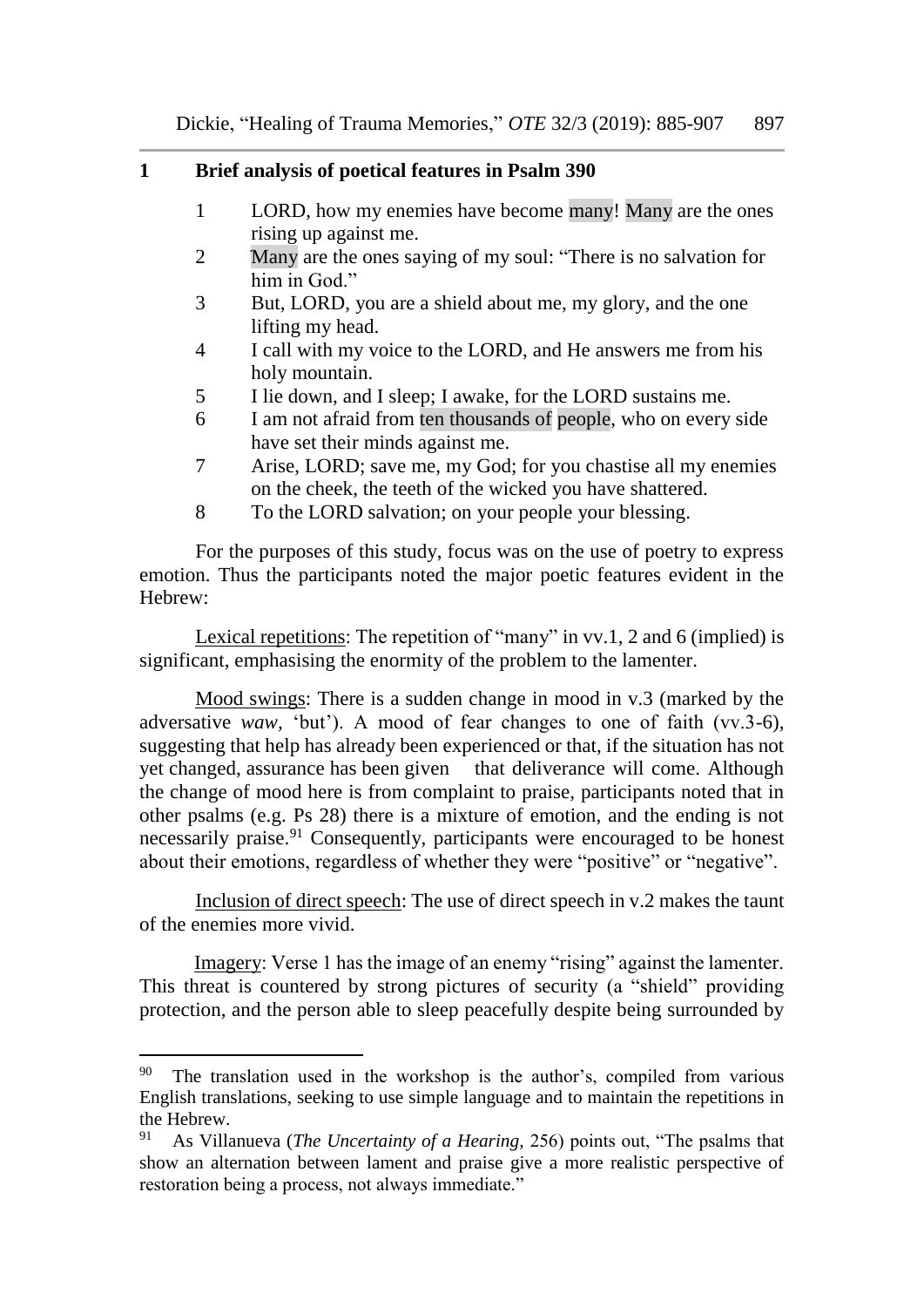## 1 Brief analysis of poetical features in Psalm 3[90]

1. LORD, how my enemies have become many! Many are the ones rising up against me.
2. Many are the ones saying of my soul: "There is no salvation for him in God."
3. But, LORD, you are a shield about me, my glory, and the one lifting my head.
4. I call with my voice to the LORD, and He answers me from his holy mountain.
5. I lie down, and I sleep; I awake, for the LORD sustains me.
6. I am not afraid from ten thousands of people, who on every side have set their minds against me.
7. Arise, LORD; save me, my God; for you chastise all my enemies on the cheek, the teeth of the wicked you have shattered.
8. To the LORD salvation; on your people your blessing.

For the purposes of this study, focus was on the use of poetry to express emotion. Thus the participants noted the major poetic features evident in the Hebrew:

Lexical repetitions: The repetition of "many" in vv.1, 2 and 6 (implied) is significant, emphasising the enormity of the problem to the lamenter.

Mood swings: There is a sudden change in mood in v.3 (marked by the adversative *waw*, 'but'). A mood of fear changes to one of faith (vv.3-6), suggesting that help has already been experienced or that, if the situation has not yet changed, assurance has been given that deliverance will come. Although the change of mood here is from complaint to praise, participants noted that in other psalms (e.g. Ps 28) there is a mixture of emotion, and the ending is not necessarily praise.[91] Consequently, participants were encouraged to be honest about their emotions, regardless of whether they were "positive" or "negative".

Inclusion of direct speech: The use of direct speech in v.2 makes the taunt of the enemies more vivid.

Imagery: Verse 1 has the image of an enemy "rising" against the lamenter. This threat is countered by strong pictures of security (a "shield" providing protection, and the person able to sleep peacefully despite being surrounded by

---

[90] The translation used in the workshop is the author's, compiled from various English translations, seeking to use simple language and to maintain the repetitions in the Hebrew.

[91] As Villanueva (*The Uncertainty of a Hearing,* 256) points out, "The psalms that show an alternation between lament and praise give a more realistic perspective of restoration being a process, not always immediate."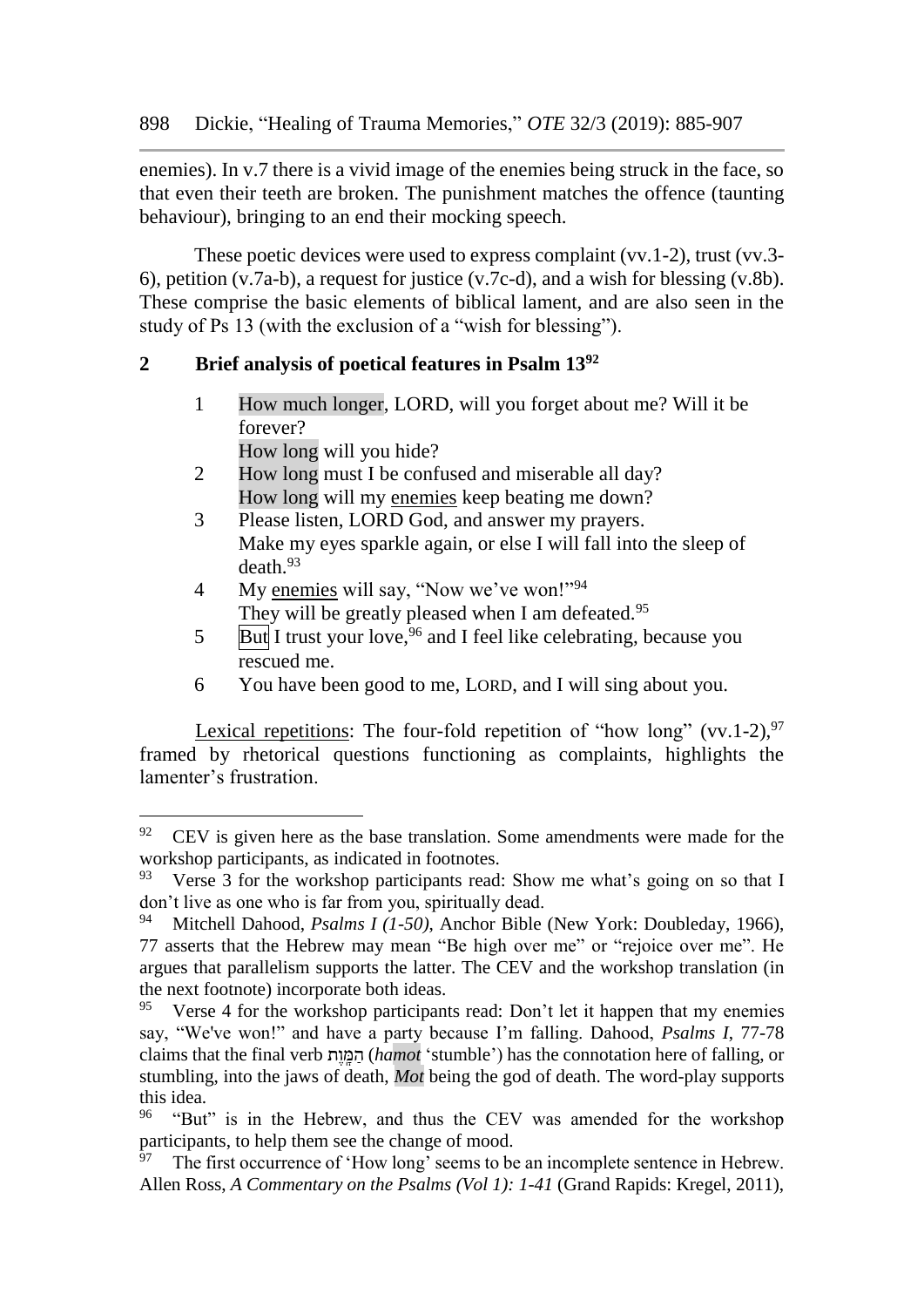enemies). In v.7 there is a vivid image of the enemies being struck in the face, so that even their teeth are broken. The punishment matches the offence (taunting behaviour), bringing to an end their mocking speech.

These poetic devices were used to express complaint (vv.1-2), trust (vv.3-6), petition (v.7a-b), a request for justice (v.7c-d), and a wish for blessing (v.8b). These comprise the basic elements of biblical lament, and are also seen in the study of Ps 13 (with the exclusion of a "wish for blessing").

## 2 Brief analysis of poetical features in Psalm 13[92]

1. How much longer, LORD, will you forget about me? Will it be forever?
   How long will you hide?
2. How long must I be confused and miserable all day?
   How long will my <u>enemies</u> keep beating me down?
3. Please listen, LORD God, and answer my prayers.
   Make my eyes sparkle again, or else I will fall into the sleep of death.[93]
4. My <u>enemies</u> will say, "Now we've won!"[94]
   They will be greatly pleased when I am defeated.[95]
5. But I trust your love,[96] and I feel like celebrating, because you rescued me.
6. You have been good to me, LORD, and I will sing about you.

<u>Lexical repetitions</u>: The four-fold repetition of "how long" (vv.1-2),[97] framed by rhetorical questions functioning as complaints, highlights the lamenter's frustration.

---

[92] CEV is given here as the base translation. Some amendments were made for the workshop participants, as indicated in footnotes.

[93] Verse 3 for the workshop participants read: Show me what's going on so that I don't live as one who is far from you, spiritually dead.

[94] Mitchell Dahood, *Psalms I (1-50)*, Anchor Bible (New York: Doubleday, 1966), 77 asserts that the Hebrew may mean "Be high over me" or "rejoice over me". He argues that parallelism supports the latter. The CEV and the workshop translation (in the next footnote) incorporate both ideas.

[95] Verse 4 for the workshop participants read: Don't let it happen that my enemies say, "We've won!" and have a party because I'm falling. Dahood, *Psalms I*, 77-78 claims that the final verb הַמּ֑וֹת (*hamot* 'stumble') has the connotation here of falling, or stumbling, into the jaws of death, *Mot* being the god of death. The word-play supports this idea.

[96] "But" is in the Hebrew, and thus the CEV was amended for the workshop participants, to help them see the change of mood.

[97] The first occurrence of 'How long' seems to be an incomplete sentence in Hebrew. Allen Ross, *A Commentary on the Psalms (Vol 1): 1-41* (Grand Rapids: Kregel, 2011),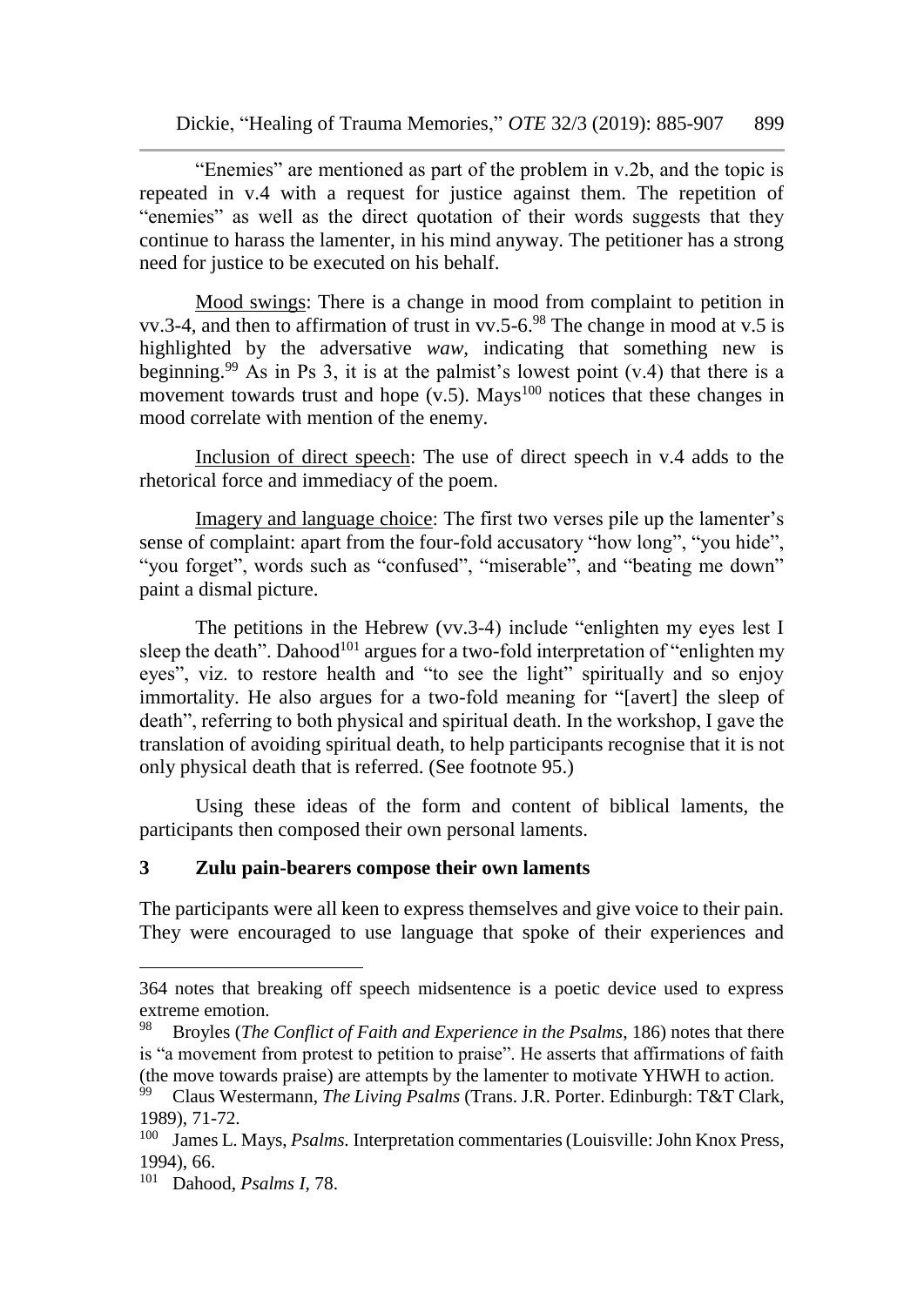"Enemies" are mentioned as part of the problem in v.2b, and the topic is repeated in v.4 with a request for justice against them. The repetition of "enemies" as well as the direct quotation of their words suggests that they continue to harass the lamenter, in his mind anyway. The petitioner has a strong need for justice to be executed on his behalf.

Mood swings: There is a change in mood from complaint to petition in vv.3-4, and then to affirmation of trust in vv.5-6.[98] The change in mood at v.5 is highlighted by the adversative *waw,* indicating that something new is beginning.[99] As in Ps 3, it is at the palmist's lowest point (v.4) that there is a movement towards trust and hope (v.5). Mays[100] notices that these changes in mood correlate with mention of the enemy.

Inclusion of direct speech: The use of direct speech in v.4 adds to the rhetorical force and immediacy of the poem.

Imagery and language choice: The first two verses pile up the lamenter's sense of complaint: apart from the four-fold accusatory "how long", "you hide", "you forget", words such as "confused", "miserable", and "beating me down" paint a dismal picture.

The petitions in the Hebrew (vv.3-4) include "enlighten my eyes lest I sleep the death". Dahood[101] argues for a two-fold interpretation of "enlighten my eyes", viz. to restore health and "to see the light" spiritually and so enjoy immortality. He also argues for a two-fold meaning for "[avert] the sleep of death", referring to both physical and spiritual death. In the workshop, I gave the translation of avoiding spiritual death, to help participants recognise that it is not only physical death that is referred. (See footnote 95.)

Using these ideas of the form and content of biblical laments, the participants then composed their own personal laments.

## 3 Zulu pain-bearers compose their own laments

The participants were all keen to express themselves and give voice to their pain. They were encouraged to use language that spoke of their experiences and

---

364 notes that breaking off speech midsentence is a poetic device used to express extreme emotion.

[98] Broyles (*The Conflict of Faith and Experience in the Psalms*, 186) notes that there is "a movement from protest to petition to praise". He asserts that affirmations of faith (the move towards praise) are attempts by the lamenter to motivate YHWH to action.

[99] Claus Westermann, *The Living Psalms* (Trans. J.R. Porter. Edinburgh: T&T Clark, 1989), 71-72.

[100] James L. Mays, *Psalms.* Interpretation commentaries (Louisville: John Knox Press, 1994), 66.

[101] Dahood, *Psalms I*, 78.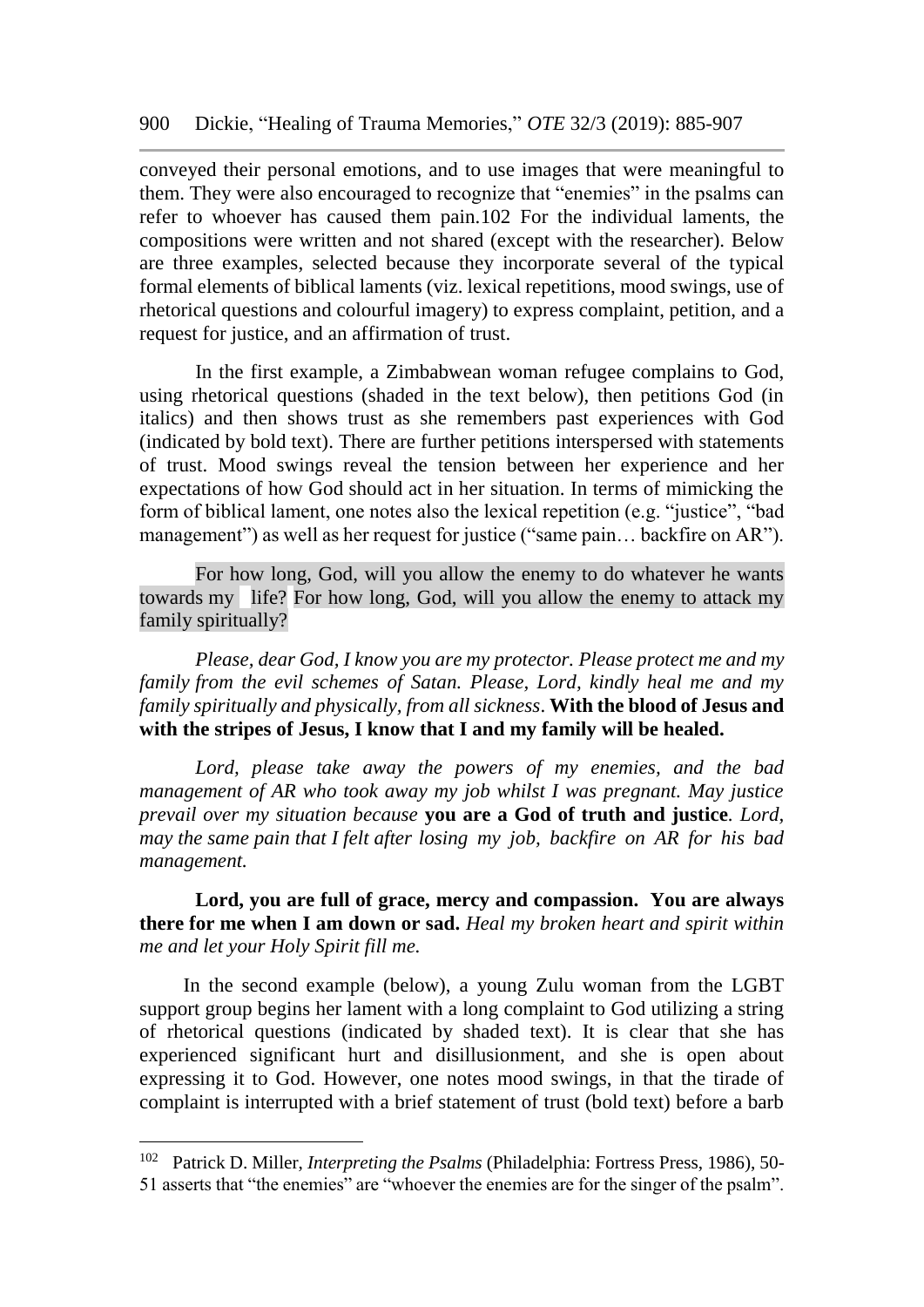conveyed their personal emotions, and to use images that were meaningful to them. They were also encouraged to recognize that "enemies" in the psalms can refer to whoever has caused them pain.[102] For the individual laments, the compositions were written and not shared (except with the researcher). Below are three examples, selected because they incorporate several of the typical formal elements of biblical laments (viz. lexical repetitions, mood swings, use of rhetorical questions and colourful imagery) to express complaint, petition, and a request for justice, and an affirmation of trust.

In the first example, a Zimbabwean woman refugee complains to God, using rhetorical questions (shaded in the text below), then petitions God (in italics) and then shows trust as she remembers past experiences with God (indicated by bold text). There are further petitions interspersed with statements of trust. Mood swings reveal the tension between her experience and her expectations of how God should act in her situation. In terms of mimicking the form of biblical lament, one notes also the lexical repetition (e.g. "justice", "bad management") as well as her request for justice ("same pain… backfire on AR").

For how long, God, will you allow the enemy to do whatever he wants towards my life? For how long, God, will you allow the enemy to attack my family spiritually?

*Please, dear God, I know you are my protector. Please protect me and my family from the evil schemes of Satan. Please, Lord, kindly heal me and my family spiritually and physically, from all sickness*. **With the blood of Jesus and with the stripes of Jesus, I know that I and my family will be healed.**

*Lord, please take away the powers of my enemies, and the bad management of AR who took away my job whilst I was pregnant. May justice prevail over my situation because* **you are a God of truth and justice**. *Lord, may the same pain that I felt after losing my job, backfire on AR for his bad management.*

**Lord, you are full of grace, mercy and compassion. You are always there for me when I am down or sad.** *Heal my broken heart and spirit within me and let your Holy Spirit fill me.*

In the second example (below), a young Zulu woman from the LGBT support group begins her lament with a long complaint to God utilizing a string of rhetorical questions (indicated by shaded text). It is clear that she has experienced significant hurt and disillusionment, and she is open about expressing it to God. However, one notes mood swings, in that the tirade of complaint is interrupted with a brief statement of trust (bold text) before a barb

---

[102] Patrick D. Miller, *Interpreting the Psalms* (Philadelphia: Fortress Press, 1986), 50-51 asserts that "the enemies" are "whoever the enemies are for the singer of the psalm".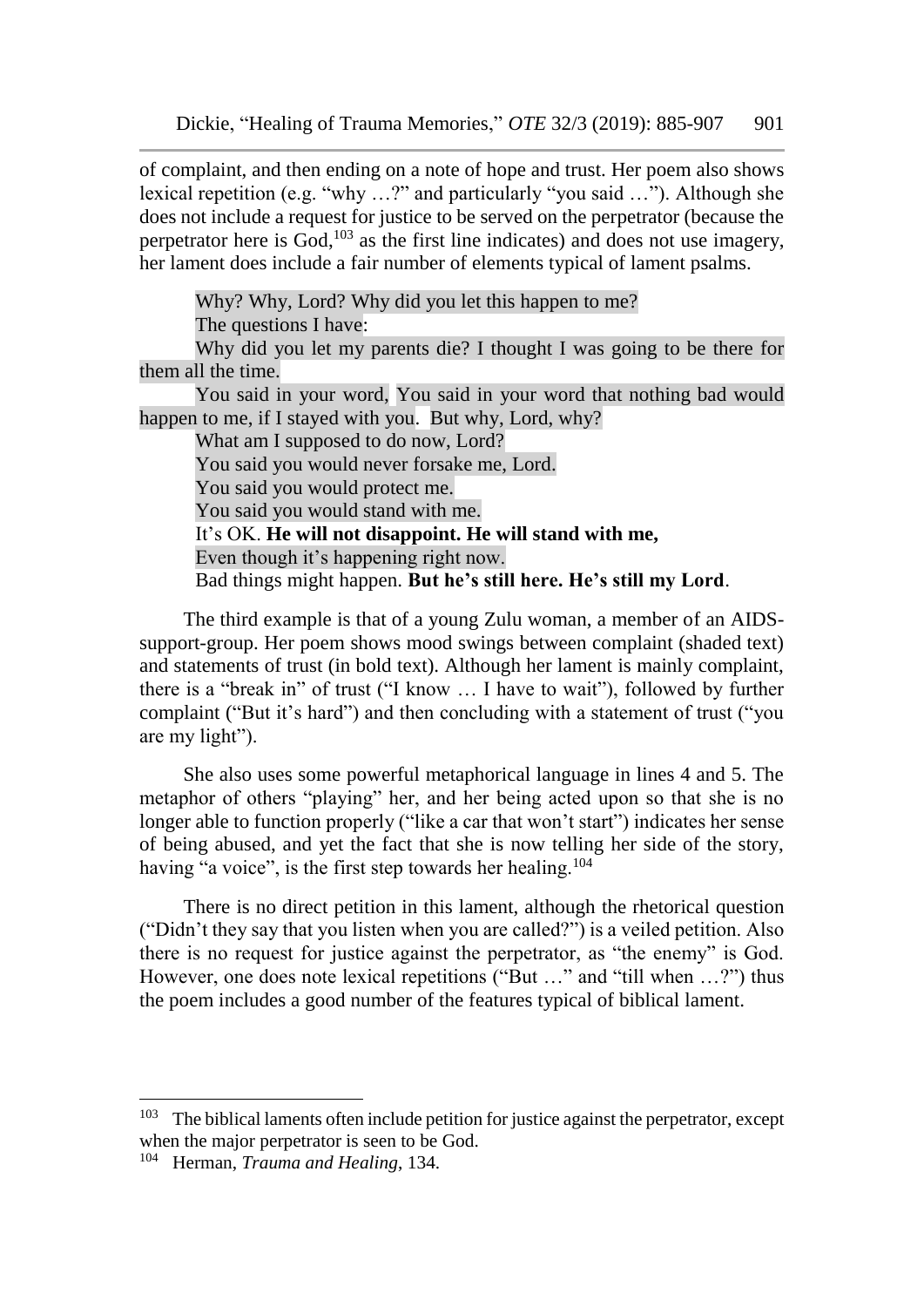of complaint, and then ending on a note of hope and trust. Her poem also shows lexical repetition (e.g. "why …?" and particularly "you said …"). Although she does not include a request for justice to be served on the perpetrator (because the perpetrator here is God,[103] as the first line indicates) and does not use imagery, her lament does include a fair number of elements typical of lament psalms.

> Why? Why, Lord? Why did you let this happen to me?
> The questions I have:
> Why did you let my parents die? I thought I was going to be there for them all the time.
> You said in your word, You said in your word that nothing bad would happen to me, if I stayed with you. But why, Lord, why?
> What am I supposed to do now, Lord?
> You said you would never forsake me, Lord.
> You said you would protect me.
> You said you would stand with me.
> It's OK. **He will not disappoint. He will stand with me,**
> Even though it's happening right now.
> Bad things might happen. **But he's still here. He's still my Lord**.

The third example is that of a young Zulu woman, a member of an AIDS-support-group. Her poem shows mood swings between complaint (shaded text) and statements of trust (in bold text). Although her lament is mainly complaint, there is a "break in" of trust ("I know … I have to wait"), followed by further complaint ("But it's hard") and then concluding with a statement of trust ("you are my light").

She also uses some powerful metaphorical language in lines 4 and 5. The metaphor of others "playing" her, and her being acted upon so that she is no longer able to function properly ("like a car that won't start") indicates her sense of being abused, and yet the fact that she is now telling her side of the story, having "a voice", is the first step towards her healing.[104]

There is no direct petition in this lament, although the rhetorical question ("Didn't they say that you listen when you are called?") is a veiled petition. Also there is no request for justice against the perpetrator, as "the enemy" is God. However, one does note lexical repetitions ("But …" and "till when …?") thus the poem includes a good number of the features typical of biblical lament.

---

[103] The biblical laments often include petition for justice against the perpetrator, except when the major perpetrator is seen to be God.

[104] Herman, *Trauma and Healing*, 134.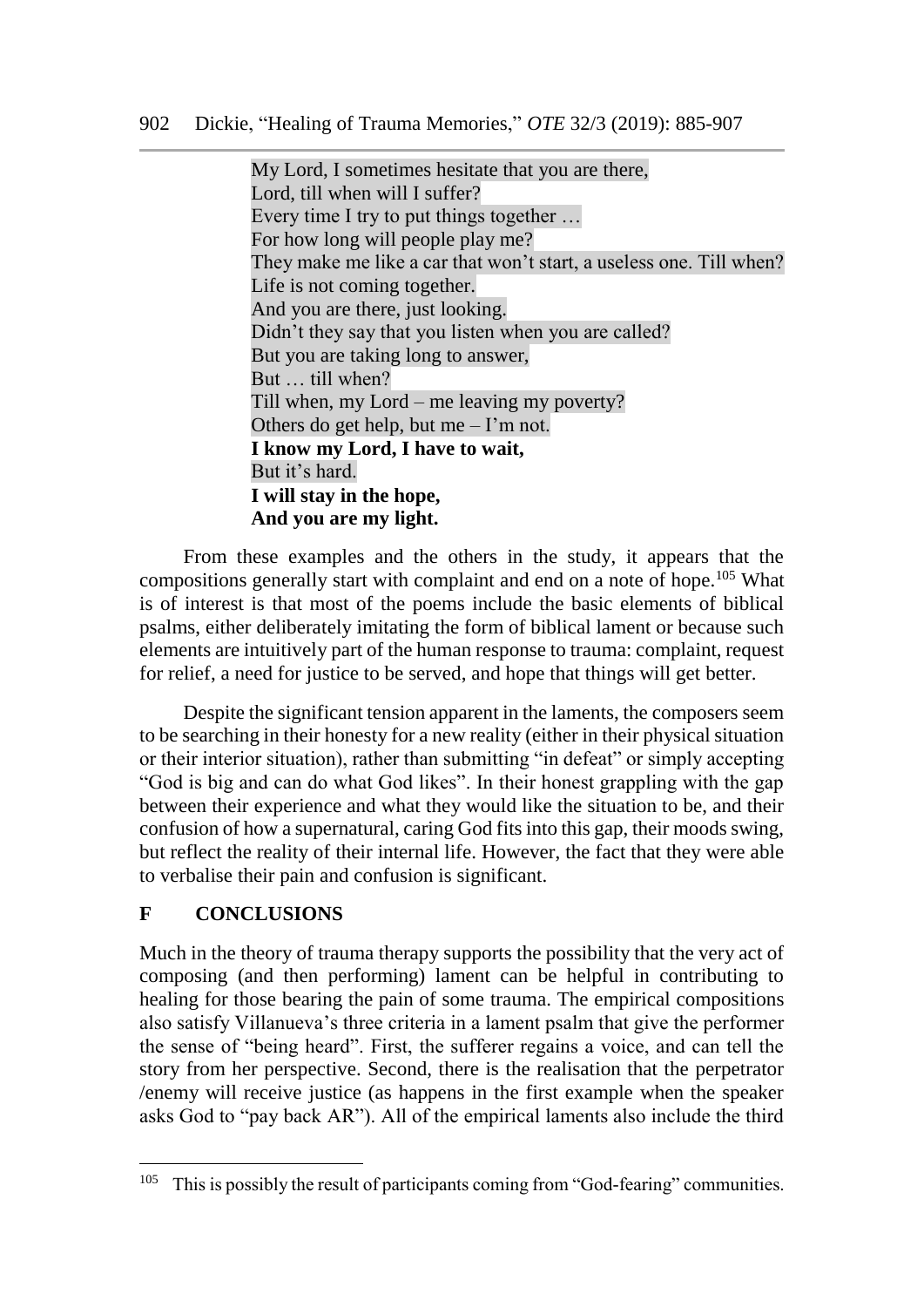My Lord, I sometimes hesitate that you are there,
Lord, till when will I suffer?
Every time I try to put things together …
For how long will people play me?
They make me like a car that won't start, a useless one. Till when?
Life is not coming together.
And you are there, just looking.
Didn't they say that you listen when you are called?
But you are taking long to answer,
But … till when?
Till when, my Lord – me leaving my poverty?
Others do get help, but me – I'm not.
**I know my Lord, I have to wait,**
But it's hard.
**I will stay in the hope,**
**And you are my light.**

From these examples and the others in the study, it appears that the compositions generally start with complaint and end on a note of hope.[105] What is of interest is that most of the poems include the basic elements of biblical psalms, either deliberately imitating the form of biblical lament or because such elements are intuitively part of the human response to trauma: complaint, request for relief, a need for justice to be served, and hope that things will get better.

Despite the significant tension apparent in the laments, the composers seem to be searching in their honesty for a new reality (either in their physical situation or their interior situation), rather than submitting "in defeat" or simply accepting "God is big and can do what God likes". In their honest grappling with the gap between their experience and what they would like the situation to be, and their confusion of how a supernatural, caring God fits into this gap, their moods swing, but reflect the reality of their internal life. However, the fact that they were able to verbalise their pain and confusion is significant.

## F CONCLUSIONS

Much in the theory of trauma therapy supports the possibility that the very act of composing (and then performing) lament can be helpful in contributing to healing for those bearing the pain of some trauma. The empirical compositions also satisfy Villanueva's three criteria in a lament psalm that give the performer the sense of "being heard". First, the sufferer regains a voice, and can tell the story from her perspective. Second, there is the realisation that the perpetrator /enemy will receive justice (as happens in the first example when the speaker asks God to "pay back AR"). All of the empirical laments also include the third

[105] This is possibly the result of participants coming from "God-fearing" communities.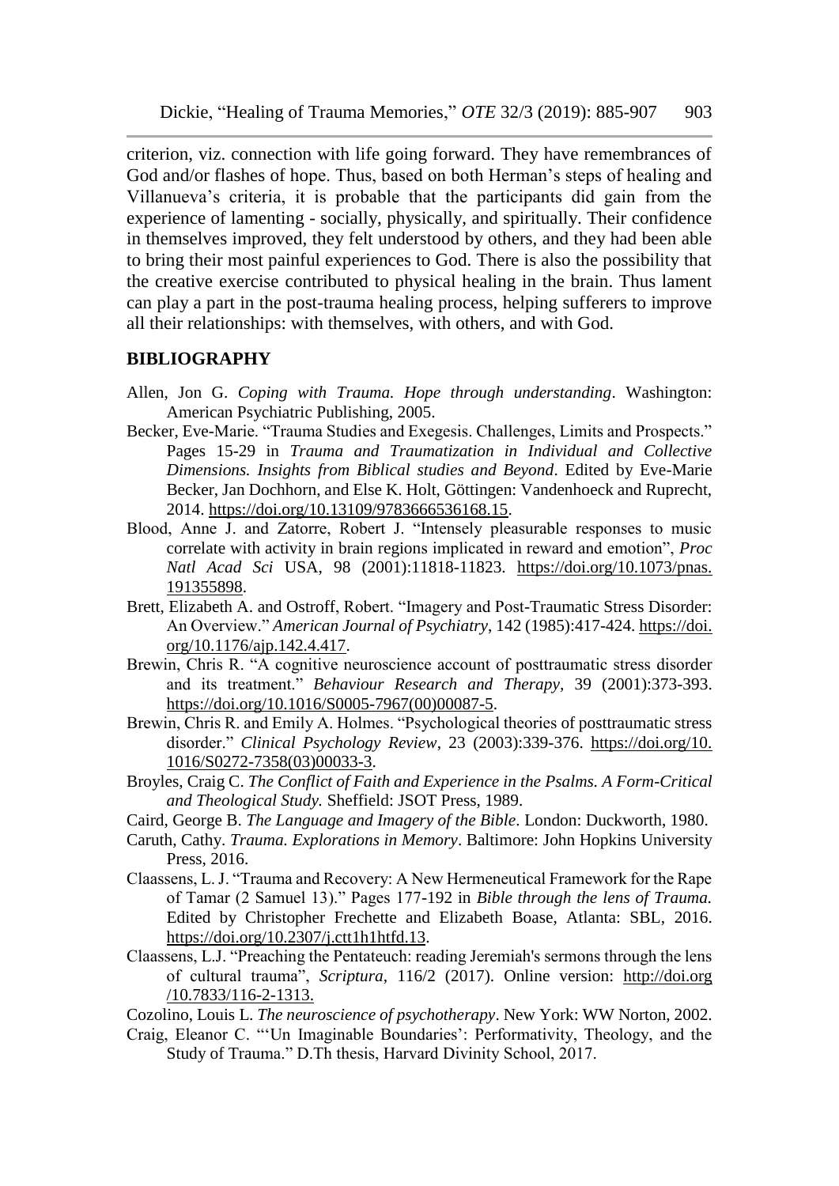criterion, viz. connection with life going forward. They have remembrances of God and/or flashes of hope. Thus, based on both Herman's steps of healing and Villanueva's criteria, it is probable that the participants did gain from the experience of lamenting - socially, physically, and spiritually. Their confidence in themselves improved, they felt understood by others, and they had been able to bring their most painful experiences to God. There is also the possibility that the creative exercise contributed to physical healing in the brain. Thus lament can play a part in the post-trauma healing process, helping sufferers to improve all their relationships: with themselves, with others, and with God.

## BIBLIOGRAPHY

Allen, Jon G. *Coping with Trauma. Hope through understanding*. Washington: American Psychiatric Publishing, 2005.

Becker, Eve-Marie. "Trauma Studies and Exegesis. Challenges, Limits and Prospects." Pages 15-29 in *Trauma and Traumatization in Individual and Collective Dimensions. Insights from Biblical studies and Beyond*. Edited by Eve-Marie Becker, Jan Dochhorn, and Else K. Holt, Göttingen: Vandenhoeck and Ruprecht, 2014. https://doi.org/10.13109/9783666536168.15.

Blood, Anne J. and Zatorre, Robert J. "Intensely pleasurable responses to music correlate with activity in brain regions implicated in reward and emotion", *Proc Natl Acad Sci* USA, 98 (2001):11818-11823. https://doi.org/10.1073/pnas.191355898.

Brett, Elizabeth A. and Ostroff, Robert. "Imagery and Post-Traumatic Stress Disorder: An Overview." *American Journal of Psychiatry*, 142 (1985):417-424. https://doi.org/10.1176/ajp.142.4.417.

Brewin, Chris R. "A cognitive neuroscience account of posttraumatic stress disorder and its treatment." *Behaviour Research and Therapy,* 39 (2001):373-393. https://doi.org/10.1016/S0005-7967(00)00087-5.

Brewin, Chris R. and Emily A. Holmes. "Psychological theories of posttraumatic stress disorder." *Clinical Psychology Review*, 23 (2003):339-376. https://doi.org/10.1016/S0272-7358(03)00033-3.

Broyles, Craig C. *The Conflict of Faith and Experience in the Psalms. A Form-Critical and Theological Study.* Sheffield: JSOT Press, 1989.

Caird, George B. *The Language and Imagery of the Bible*. London: Duckworth, 1980.

Caruth, Cathy. *Trauma. Explorations in Memory*. Baltimore: John Hopkins University Press, 2016.

Claassens, L. J. "Trauma and Recovery: A New Hermeneutical Framework for the Rape of Tamar (2 Samuel 13)." Pages 177-192 in *Bible through the lens of Trauma.* Edited by Christopher Frechette and Elizabeth Boase, Atlanta: SBL, 2016. https://doi.org/10.2307/j.ctt1h1htfd.13.

Claassens, L.J. "Preaching the Pentateuch: reading Jeremiah's sermons through the lens of cultural trauma", *Scriptura*, 116/2 (2017). Online version: http://doi.org/10.7833/116-2-1313.

Cozolino, Louis L. *The neuroscience of psychotherapy*. New York: WW Norton, 2002.

Craig, Eleanor C. "'Un Imaginable Boundaries': Performativity, Theology, and the Study of Trauma." D.Th thesis, Harvard Divinity School, 2017.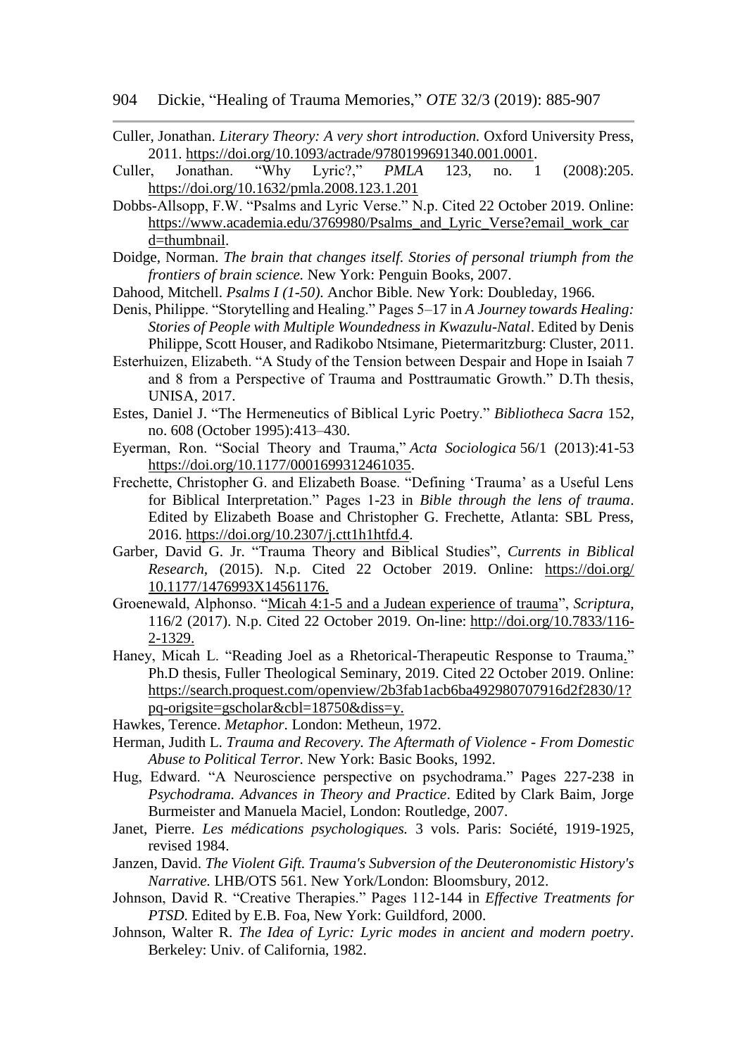Culler, Jonathan. *Literary Theory: A very short introduction.* Oxford University Press, 2011. https://doi.org/10.1093/actrade/9780199691340.001.0001.

Culler, Jonathan. "Why Lyric?," *PMLA* 123, no. 1 (2008):205. https://doi.org/10.1632/pmla.2008.123.1.201

Dobbs-Allsopp, F.W. "Psalms and Lyric Verse." N.p. Cited 22 October 2019. Online: https://www.academia.edu/3769980/Psalms_and_Lyric_Verse?email_work_card=thumbnail.

Doidge, Norman. *The brain that changes itself. Stories of personal triumph from the frontiers of brain science.* New York: Penguin Books, 2007.

Dahood, Mitchell. *Psalms I (1-50).* Anchor Bible. New York: Doubleday, 1966.

Denis, Philippe. "Storytelling and Healing." Pages 5–17 in *A Journey towards Healing: Stories of People with Multiple Woundedness in Kwazulu-Natal*. Edited by Denis Philippe, Scott Houser, and Radikobo Ntsimane, Pietermaritzburg: Cluster, 2011.

Esterhuizen, Elizabeth. "A Study of the Tension between Despair and Hope in Isaiah 7 and 8 from a Perspective of Trauma and Posttraumatic Growth." D.Th thesis, UNISA, 2017.

Estes, Daniel J. "The Hermeneutics of Biblical Lyric Poetry." *Bibliotheca Sacra* 152, no. 608 (October 1995):413–430.

Eyerman, Ron. "Social Theory and Trauma," *Acta Sociologica* 56/1 (2013):41-53 https://doi.org/10.1177/0001699312461035.

Frechette, Christopher G. and Elizabeth Boase. "Defining 'Trauma' as a Useful Lens for Biblical Interpretation." Pages 1-23 in *Bible through the lens of trauma*. Edited by Elizabeth Boase and Christopher G. Frechette, Atlanta: SBL Press, 2016. https://doi.org/10.2307/j.ctt1h1htfd.4.

Garber, David G. Jr. "Trauma Theory and Biblical Studies", *Currents in Biblical Research,* (2015). N.p. Cited 22 October 2019. Online: https://doi.org/10.1177/1476993X14561176.

Groenewald, Alphonso. "Micah 4:1-5 and a Judean experience of trauma", *Scriptura*, 116/2 (2017). N.p. Cited 22 October 2019. On-line: http://doi.org/10.7833/116-2-1329.

Haney, Micah L. "Reading Joel as a Rhetorical-Therapeutic Response to Trauma." Ph.D thesis, Fuller Theological Seminary, 2019. Cited 22 October 2019. Online: https://search.proquest.com/openview/2b3fab1acb6ba492980707916d2f2830/1?pq-origsite=gscholar&cbl=18750&diss=y.

Hawkes, Terence. *Metaphor*. London: Metheun, 1972.

Herman, Judith L. *Trauma and Recovery. The Aftermath of Violence - From Domestic Abuse to Political Terror.* New York: Basic Books, 1992.

Hug, Edward. "A Neuroscience perspective on psychodrama." Pages 227-238 in *Psychodrama. Advances in Theory and Practice*. Edited by Clark Baim, Jorge Burmeister and Manuela Maciel, London: Routledge, 2007.

Janet, Pierre. *Les médications psychologiques.* 3 vols. Paris: Société, 1919-1925, revised 1984.

Janzen, David. *The Violent Gift. Trauma's Subversion of the Deuteronomistic History's Narrative.* LHB/OTS 561. New York/London: Bloomsbury, 2012.

Johnson, David R. "Creative Therapies." Pages 112-144 in *Effective Treatments for PTSD*. Edited by E.B. Foa, New York: Guildford, 2000.

Johnson, Walter R. *The Idea of Lyric: Lyric modes in ancient and modern poetry*. Berkeley: Univ. of California, 1982.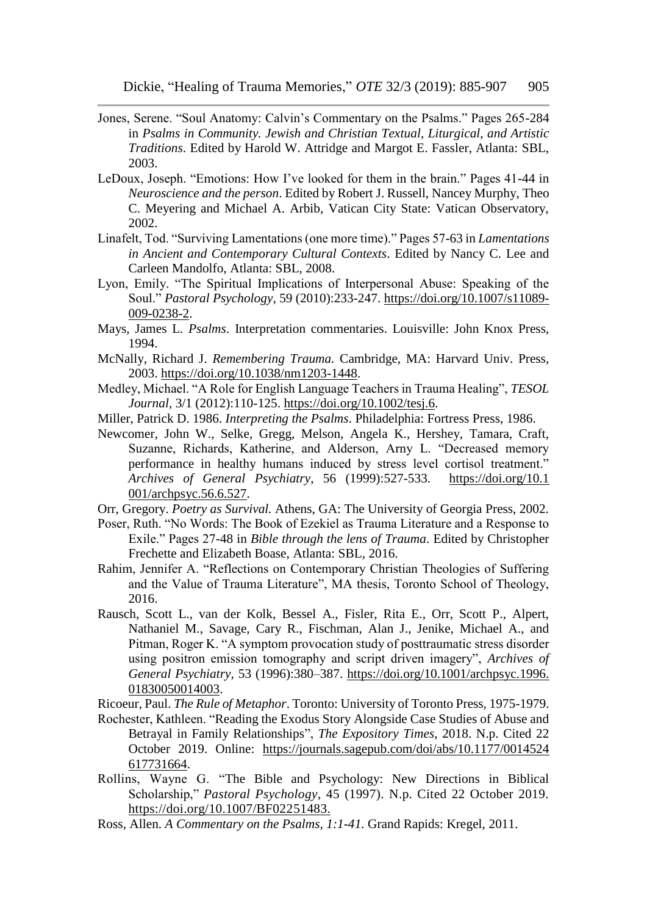Jones, Serene. "Soul Anatomy: Calvin's Commentary on the Psalms." Pages 265-284 in *Psalms in Community. Jewish and Christian Textual, Liturgical, and Artistic Traditions*. Edited by Harold W. Attridge and Margot E. Fassler, Atlanta: SBL, 2003.

LeDoux, Joseph. "Emotions: How I've looked for them in the brain." Pages 41-44 in *Neuroscience and the person*. Edited by Robert J. Russell, Nancey Murphy, Theo C. Meyering and Michael A. Arbib, Vatican City State: Vatican Observatory, 2002.

Linafelt, Tod. "Surviving Lamentations (one more time)." Pages 57-63 in *Lamentations in Ancient and Contemporary Cultural Contexts*. Edited by Nancy C. Lee and Carleen Mandolfo, Atlanta: SBL, 2008.

Lyon, Emily. "The Spiritual Implications of Interpersonal Abuse: Speaking of the Soul." *Pastoral Psychology*, 59 (2010):233-247. https://doi.org/10.1007/s11089-009-0238-2.

Mays, James L. *Psalms*. Interpretation commentaries. Louisville: John Knox Press, 1994.

McNally, Richard J. *Remembering Trauma.* Cambridge, MA: Harvard Univ. Press, 2003. https://doi.org/10.1038/nm1203-1448.

Medley, Michael. "A Role for English Language Teachers in Trauma Healing", *TESOL Journal*, 3/1 (2012):110-125. https://doi.org/10.1002/tesj.6.

Miller, Patrick D. 1986. *Interpreting the Psalms*. Philadelphia: Fortress Press, 1986.

Newcomer, John W., Selke, Gregg, Melson, Angela K., Hershey, Tamara, Craft, Suzanne, Richards, Katherine, and Alderson, Arny L. "Decreased memory performance in healthy humans induced by stress level cortisol treatment." *Archives of General Psychiatry*, 56 (1999):527-533. https://doi.org/10.1001/archpsyc.56.6.527.

Orr, Gregory. *Poetry as Survival.* Athens, GA: The University of Georgia Press, 2002.

Poser, Ruth. "No Words: The Book of Ezekiel as Trauma Literature and a Response to Exile." Pages 27-48 in *Bible through the lens of Trauma*. Edited by Christopher Frechette and Elizabeth Boase, Atlanta: SBL, 2016.

Rahim, Jennifer A. "Reflections on Contemporary Christian Theologies of Suffering and the Value of Trauma Literature", MA thesis, Toronto School of Theology, 2016.

Rausch, Scott L., van der Kolk, Bessel A., Fisler, Rita E., Orr, Scott P., Alpert, Nathaniel M., Savage, Cary R., Fischman, Alan J., Jenike, Michael A., and Pitman, Roger K. "A symptom provocation study of posttraumatic stress disorder using positron emission tomography and script driven imagery", *Archives of General Psychiatry,* 53 (1996):380–387. https://doi.org/10.1001/archpsyc.1996.01830050014003.

Ricoeur, Paul. *The Rule of Metaphor*. Toronto: University of Toronto Press, 1975-1979.

Rochester, Kathleen. "Reading the Exodus Story Alongside Case Studies of Abuse and Betrayal in Family Relationships", *The Expository Times*, 2018. N.p. Cited 22 October 2019. Online: https://journals.sagepub.com/doi/abs/10.1177/0014524617731664.

Rollins, Wayne G. "The Bible and Psychology: New Directions in Biblical Scholarship," *Pastoral Psychology*, 45 (1997). N.p. Cited 22 October 2019. https://doi.org/10.1007/BF02251483.

Ross, Allen. *A Commentary on the Psalms, 1:1-41.* Grand Rapids: Kregel, 2011.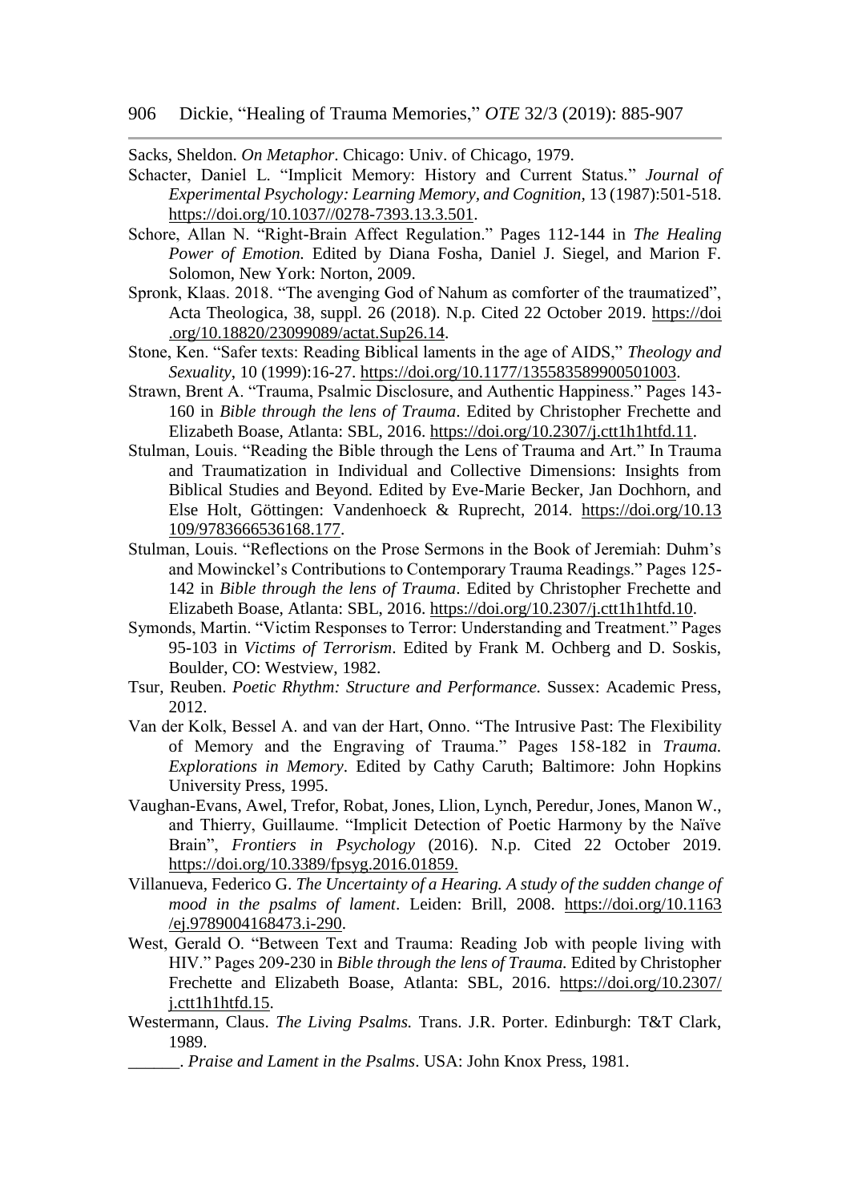Sacks, Sheldon. *On Metaphor*. Chicago: Univ. of Chicago, 1979.

Schacter, Daniel L. "Implicit Memory: History and Current Status." *Journal of Experimental Psychology: Learning Memory, and Cognition*, 13 (1987):501-518. https://doi.org/10.1037//0278-7393.13.3.501.

Schore, Allan N. "Right-Brain Affect Regulation." Pages 112-144 in *The Healing Power of Emotion.* Edited by Diana Fosha, Daniel J. Siegel, and Marion F. Solomon, New York: Norton, 2009.

Spronk, Klaas. 2018. "The avenging God of Nahum as comforter of the traumatized", Acta Theologica, 38, suppl. 26 (2018). N.p. Cited 22 October 2019. https://doi.org/10.18820/23099089/actat.Sup26.14.

Stone, Ken. "Safer texts: Reading Biblical laments in the age of AIDS," *Theology and Sexuality*, 10 (1999):16-27. https://doi.org/10.1177/135583589900501003.

Strawn, Brent A. "Trauma, Psalmic Disclosure, and Authentic Happiness." Pages 143-160 in *Bible through the lens of Trauma*. Edited by Christopher Frechette and Elizabeth Boase, Atlanta: SBL, 2016. https://doi.org/10.2307/j.ctt1h1htfd.11.

Stulman, Louis. "Reading the Bible through the Lens of Trauma and Art." In Trauma and Traumatization in Individual and Collective Dimensions: Insights from Biblical Studies and Beyond. Edited by Eve-Marie Becker, Jan Dochhorn, and Else Holt, Göttingen: Vandenhoeck & Ruprecht, 2014. https://doi.org/10.13109/9783666536168.177.

Stulman, Louis. "Reflections on the Prose Sermons in the Book of Jeremiah: Duhm's and Mowinckel's Contributions to Contemporary Trauma Readings." Pages 125-142 in *Bible through the lens of Trauma*. Edited by Christopher Frechette and Elizabeth Boase, Atlanta: SBL, 2016. https://doi.org/10.2307/j.ctt1h1htfd.10.

Symonds, Martin. "Victim Responses to Terror: Understanding and Treatment." Pages 95-103 in *Victims of Terrorism*. Edited by Frank M. Ochberg and D. Soskis, Boulder, CO: Westview, 1982.

Tsur, Reuben. *Poetic Rhythm: Structure and Performance.* Sussex: Academic Press, 2012.

Van der Kolk, Bessel A. and van der Hart, Onno. "The Intrusive Past: The Flexibility of Memory and the Engraving of Trauma." Pages 158-182 in *Trauma. Explorations in Memory*. Edited by Cathy Caruth; Baltimore: John Hopkins University Press, 1995.

Vaughan-Evans, Awel, Trefor, Robat, Jones, Llion, Lynch, Peredur, Jones, Manon W., and Thierry, Guillaume. "Implicit Detection of Poetic Harmony by the Naïve Brain", *Frontiers in Psychology* (2016). N.p. Cited 22 October 2019. https://doi.org/10.3389/fpsyg.2016.01859.

Villanueva, Federico G. *The Uncertainty of a Hearing. A study of the sudden change of mood in the psalms of lament*. Leiden: Brill, 2008. https://doi.org/10.1163/ej.9789004168473.i-290.

West, Gerald O. "Between Text and Trauma: Reading Job with people living with HIV." Pages 209-230 in *Bible through the lens of Trauma.* Edited by Christopher Frechette and Elizabeth Boase, Atlanta: SBL, 2016. https://doi.org/10.2307/j.ctt1h1htfd.15.

Westermann, Claus. *The Living Psalms.* Trans. J.R. Porter. Edinburgh: T&T Clark, 1989.

______. *Praise and Lament in the Psalms*. USA: John Knox Press, 1981.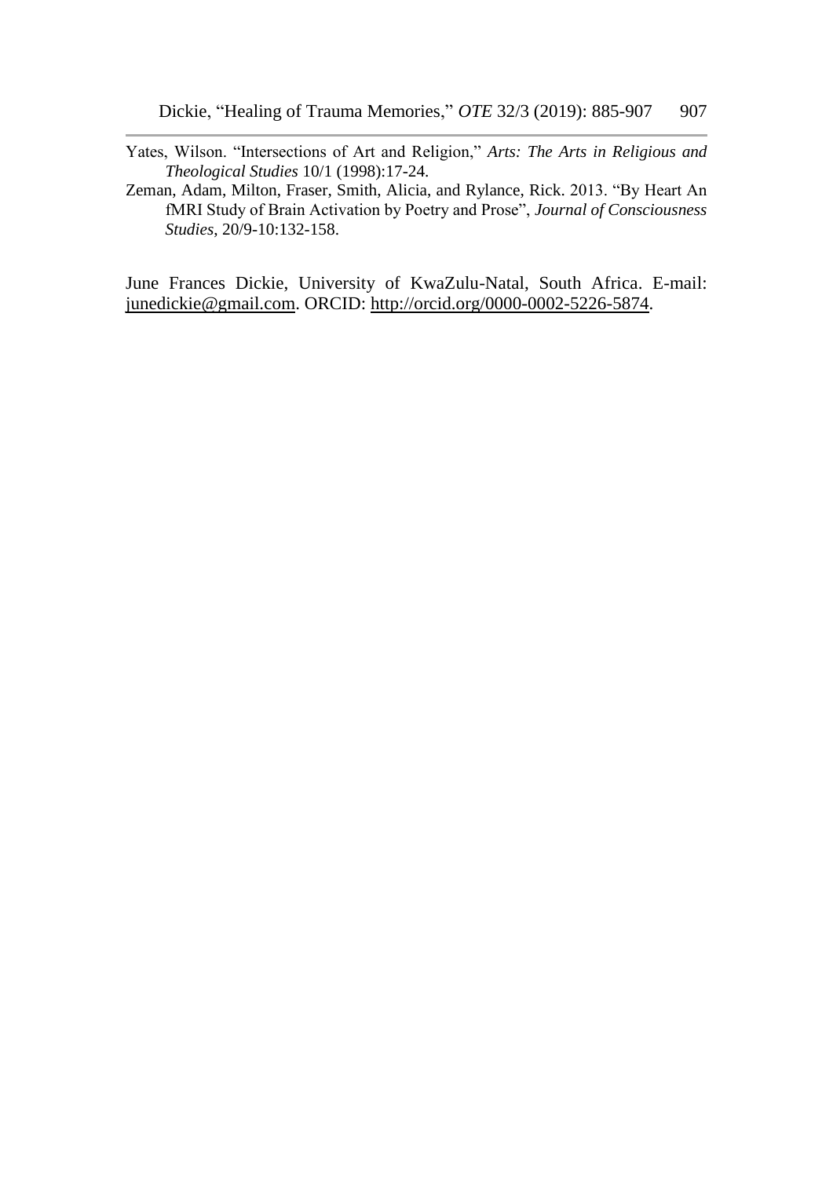Yates, Wilson. "Intersections of Art and Religion," *Arts: The Arts in Religious and Theological Studies* 10/1 (1998):17-24.

Zeman, Adam, Milton, Fraser, Smith, Alicia, and Rylance, Rick. 2013. "By Heart An fMRI Study of Brain Activation by Poetry and Prose", *Journal of Consciousness Studies,* 20/9-10:132-158.

June Frances Dickie, University of KwaZulu-Natal, South Africa. E-mail: junedickie@gmail.com. ORCID: http://orcid.org/0000-0002-5226-5874.